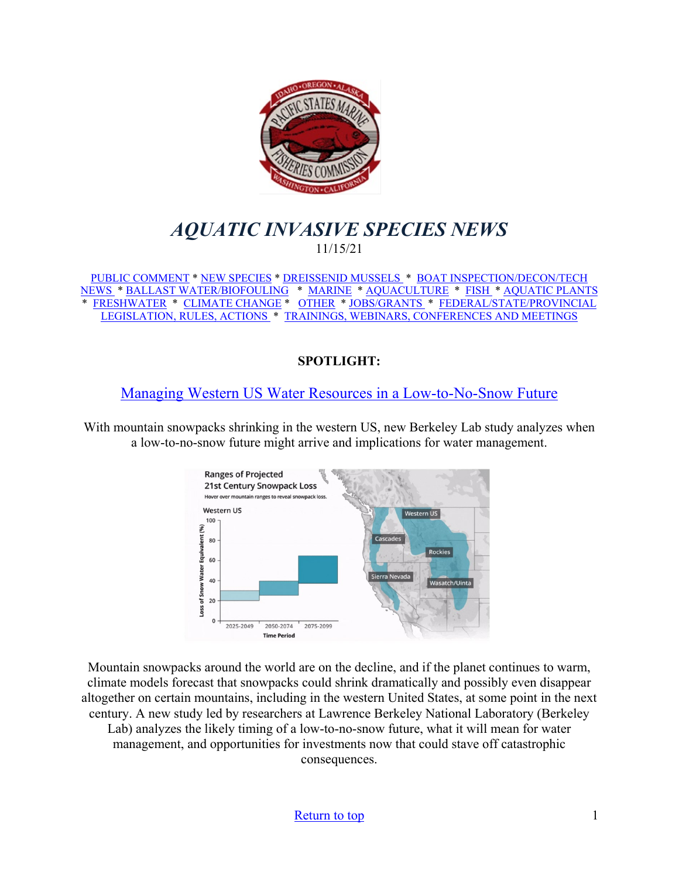# *AQUATIC INVASIVE SPECIES NEWS*

11/15/21

PUBLIC COMMENT * NEW SPECIES * DREISSENID MUSSELS * BOAT INSPECTION/DECON/TECH NEWS * BALLAST WATER/BIOFOULING * MARINE * AQUACULTURE * FISH * AQUATIC PLANTS * FRESHWATER * CLIMATE CHANGE * OTHER * JOBS/GRANTS * FEDERAL/STATE/PROVINCIAL LEGISLATION, RULES, ACTIONS * TRAININGS, WEBINARS, CONFERENCES AND MEETINGS

**SPOTLIGHT:**

## Managing Western US Water Resources in a Low-to-No-Snow Future

With mountain snowpacks shrinking in the western US, new Berkeley Lab study analyzes when a low-to-no-snow future might arrive and implications for water management.

Mountain snowpacks around the world are on the decline, and if the planet continues to warm, climate models forecast that snowpacks could shrink dramatically and possibly even disappear altogether on certain mountains, including in the western United States, at some point in the next century. A new study led by researchers at Lawrence Berkeley National Laboratory (Berkeley Lab) analyzes the likely timing of a low-to-no-snow future, what it will mean for water management, and opportunities for investments now that could stave off catastrophic consequences.

Return to top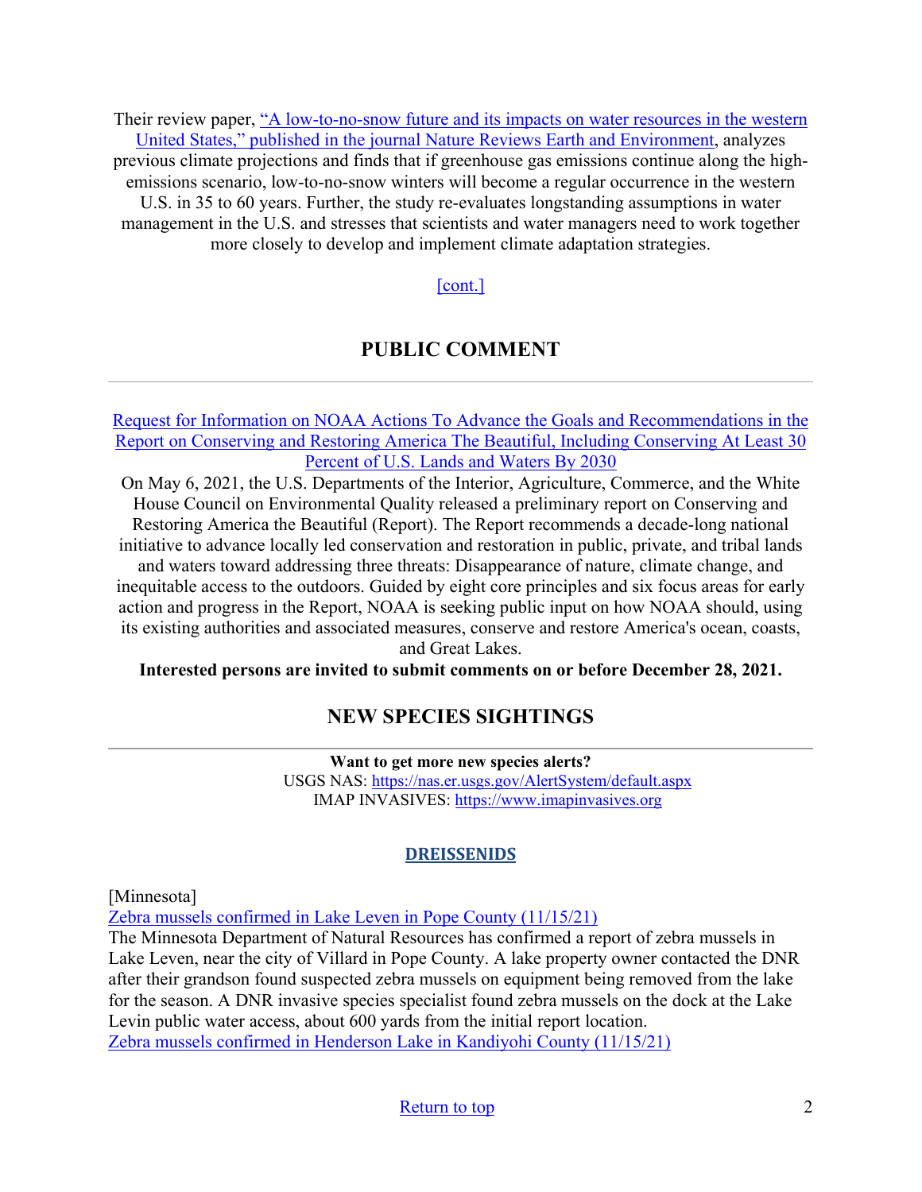Their review paper, "A low-to-no-snow future and its impacts on water resources in the western United States," published in the journal Nature Reviews Earth and Environment, analyzes previous climate projections and finds that if greenhouse gas emissions continue along the high-emissions scenario, low-to-no-snow winters will become a regular occurrence in the western U.S. in 35 to 60 years. Further, the study re-evaluates longstanding assumptions in water management in the U.S. and stresses that scientists and water managers need to work together more closely to develop and implement climate adaptation strategies.

[cont.]

## PUBLIC COMMENT

Request for Information on NOAA Actions To Advance the Goals and Recommendations in the Report on Conserving and Restoring America The Beautiful, Including Conserving At Least 30 Percent of U.S. Lands and Waters By 2030

On May 6, 2021, the U.S. Departments of the Interior, Agriculture, Commerce, and the White House Council on Environmental Quality released a preliminary report on Conserving and Restoring America the Beautiful (Report). The Report recommends a decade-long national initiative to advance locally led conservation and restoration in public, private, and tribal lands and waters toward addressing three threats: Disappearance of nature, climate change, and inequitable access to the outdoors. Guided by eight core principles and six focus areas for early action and progress in the Report, NOAA is seeking public input on how NOAA should, using its existing authorities and associated measures, conserve and restore America's ocean, coasts, and Great Lakes.

**Interested persons are invited to submit comments on or before December 28, 2021.**

## NEW SPECIES SIGHTINGS

**Want to get more new species alerts?**
USGS NAS: https://nas.er.usgs.gov/AlertSystem/default.aspx
IMAP INVASIVES: https://www.imapinvasives.org

### DREISSENIDS

[Minnesota]

Zebra mussels confirmed in Lake Leven in Pope County (11/15/21)

The Minnesota Department of Natural Resources has confirmed a report of zebra mussels in Lake Leven, near the city of Villard in Pope County. A lake property owner contacted the DNR after their grandson found suspected zebra mussels on equipment being removed from the lake for the season. A DNR invasive species specialist found zebra mussels on the dock at the Lake Levin public water access, about 600 yards from the initial report location.

Zebra mussels confirmed in Henderson Lake in Kandiyohi County (11/15/21)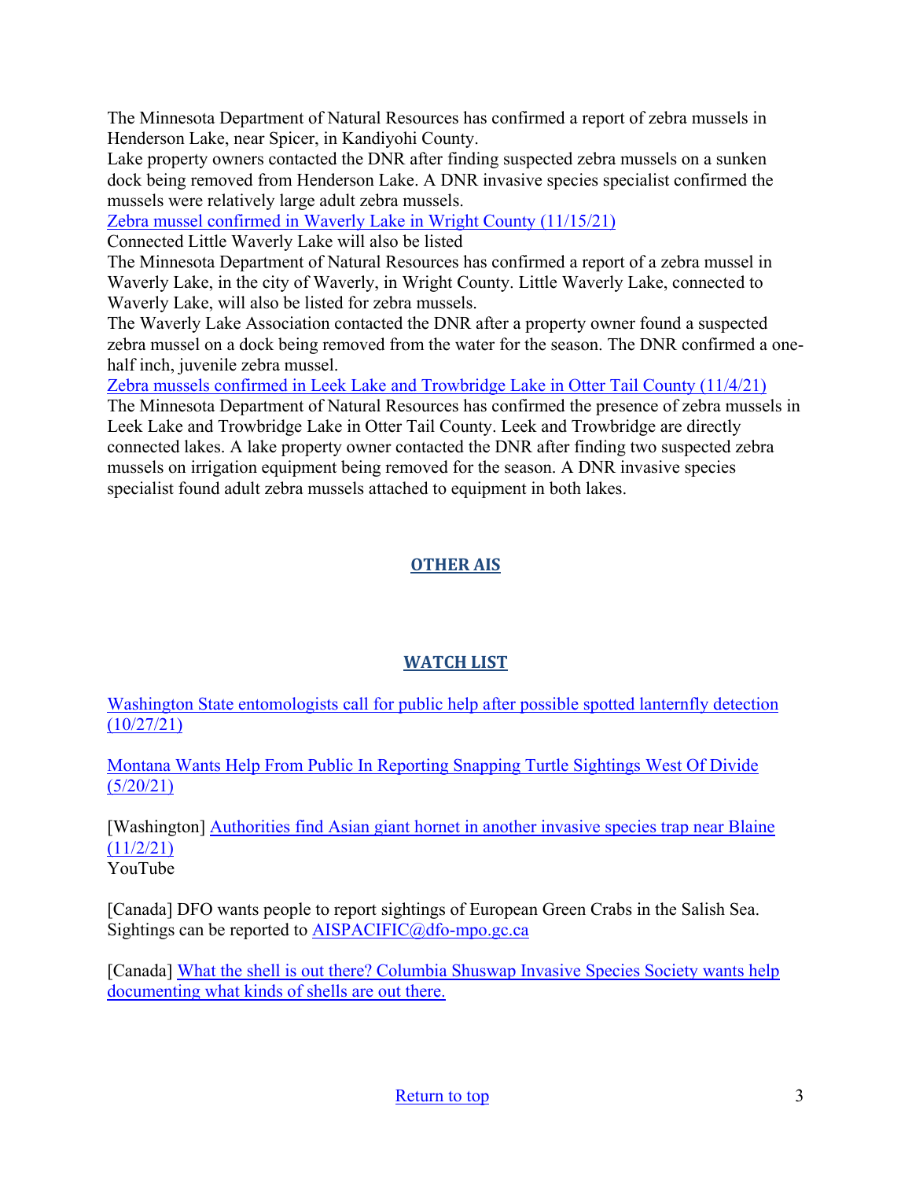The Minnesota Department of Natural Resources has confirmed a report of zebra mussels in Henderson Lake, near Spicer, in Kandiyohi County.

Lake property owners contacted the DNR after finding suspected zebra mussels on a sunken dock being removed from Henderson Lake. A DNR invasive species specialist confirmed the mussels were relatively large adult zebra mussels.

[Zebra mussel confirmed in Waverly Lake in Wright County (11/15/21)]

Connected Little Waverly Lake will also be listed

The Minnesota Department of Natural Resources has confirmed a report of a zebra mussel in Waverly Lake, in the city of Waverly, in Wright County. Little Waverly Lake, connected to Waverly Lake, will also be listed for zebra mussels.

The Waverly Lake Association contacted the DNR after a property owner found a suspected zebra mussel on a dock being removed from the water for the season. The DNR confirmed a one-half inch, juvenile zebra mussel.

[Zebra mussels confirmed in Leek Lake and Trowbridge Lake in Otter Tail County (11/4/21)]

The Minnesota Department of Natural Resources has confirmed the presence of zebra mussels in Leek Lake and Trowbridge Lake in Otter Tail County. Leek and Trowbridge are directly connected lakes. A lake property owner contacted the DNR after finding two suspected zebra mussels on irrigation equipment being removed for the season. A DNR invasive species specialist found adult zebra mussels attached to equipment in both lakes.

## OTHER AIS

## WATCH LIST

[Washington State entomologists call for public help after possible spotted lanternfly detection (10/27/21)]

[Montana Wants Help From Public In Reporting Snapping Turtle Sightings West Of Divide (5/20/21)]

[Washington] [Authorities find Asian giant hornet in another invasive species trap near Blaine (11/2/21)]
YouTube

[Canada] DFO wants people to report sightings of European Green Crabs in the Salish Sea. Sightings can be reported to AISPACIFIC@dfo-mpo.gc.ca

[Canada] [What the shell is out there? Columbia Shuswap Invasive Species Society wants help documenting what kinds of shells are out there.]

Return to top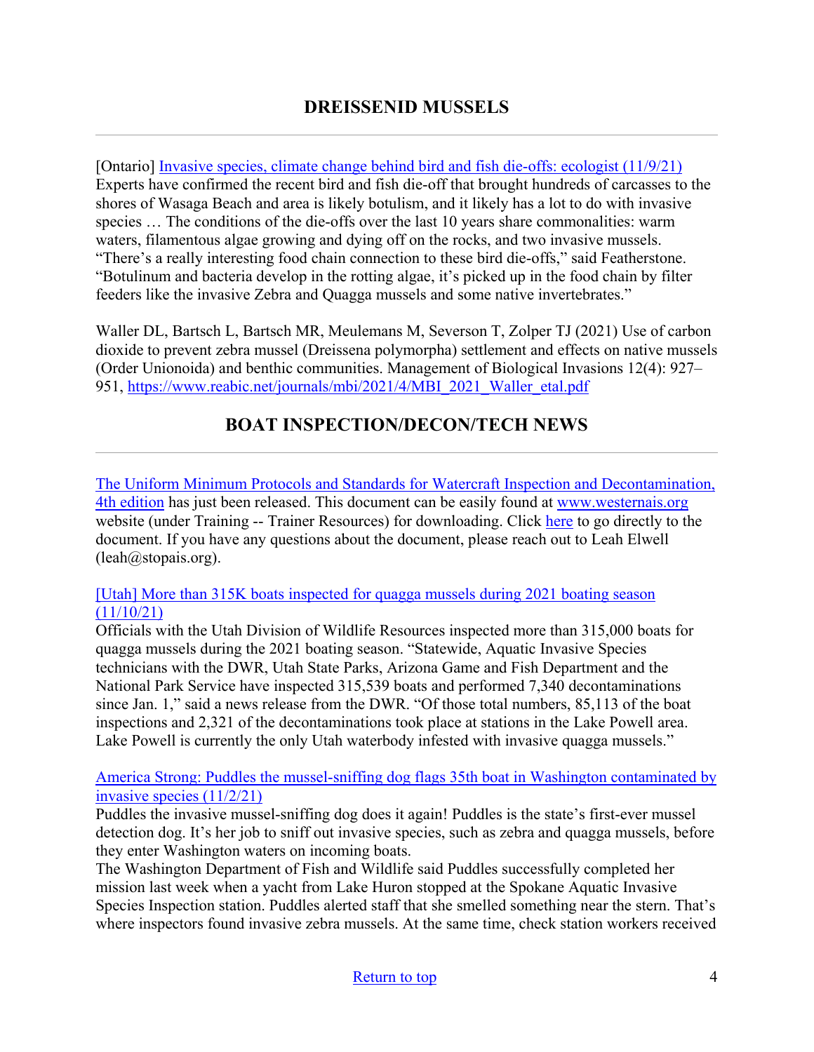## DREISSENID MUSSELS

[Ontario] Invasive species, climate change behind bird and fish die-offs: ecologist (11/9/21)
Experts have confirmed the recent bird and fish die-off that brought hundreds of carcasses to the shores of Wasaga Beach and area is likely botulism, and it likely has a lot to do with invasive species … The conditions of the die-offs over the last 10 years share commonalities: warm waters, filamentous algae growing and dying off on the rocks, and two invasive mussels. "There's a really interesting food chain connection to these bird die-offs," said Featherstone. "Botulinum and bacteria develop in the rotting algae, it's picked up in the food chain by filter feeders like the invasive Zebra and Quagga mussels and some native invertebrates."

Waller DL, Bartsch L, Bartsch MR, Meulemans M, Severson T, Zolper TJ (2021) Use of carbon dioxide to prevent zebra mussel (Dreissena polymorpha) settlement and effects on native mussels (Order Unionoida) and benthic communities. Management of Biological Invasions 12(4): 927–951, https://www.reabic.net/journals/mbi/2021/4/MBI_2021_Waller_etal.pdf

## BOAT INSPECTION/DECON/TECH NEWS

The Uniform Minimum Protocols and Standards for Watercraft Inspection and Decontamination, 4th edition has just been released. This document can be easily found at www.westernais.org website (under Training -- Trainer Resources) for downloading. Click here to go directly to the document. If you have any questions about the document, please reach out to Leah Elwell (leah@stopais.org).

[Utah] More than 315K boats inspected for quagga mussels during 2021 boating season (11/10/21)
Officials with the Utah Division of Wildlife Resources inspected more than 315,000 boats for quagga mussels during the 2021 boating season. "Statewide, Aquatic Invasive Species technicians with the DWR, Utah State Parks, Arizona Game and Fish Department and the National Park Service have inspected 315,539 boats and performed 7,340 decontaminations since Jan. 1," said a news release from the DWR. "Of those total numbers, 85,113 of the boat inspections and 2,321 of the decontaminations took place at stations in the Lake Powell area. Lake Powell is currently the only Utah waterbody infested with invasive quagga mussels."

America Strong: Puddles the mussel-sniffing dog flags 35th boat in Washington contaminated by invasive species (11/2/21)
Puddles the invasive mussel-sniffing dog does it again! Puddles is the state's first-ever mussel detection dog. It's her job to sniff out invasive species, such as zebra and quagga mussels, before they enter Washington waters on incoming boats.
The Washington Department of Fish and Wildlife said Puddles successfully completed her mission last week when a yacht from Lake Huron stopped at the Spokane Aquatic Invasive Species Inspection station. Puddles alerted staff that she smelled something near the stern. That's where inspectors found invasive zebra mussels. At the same time, check station workers received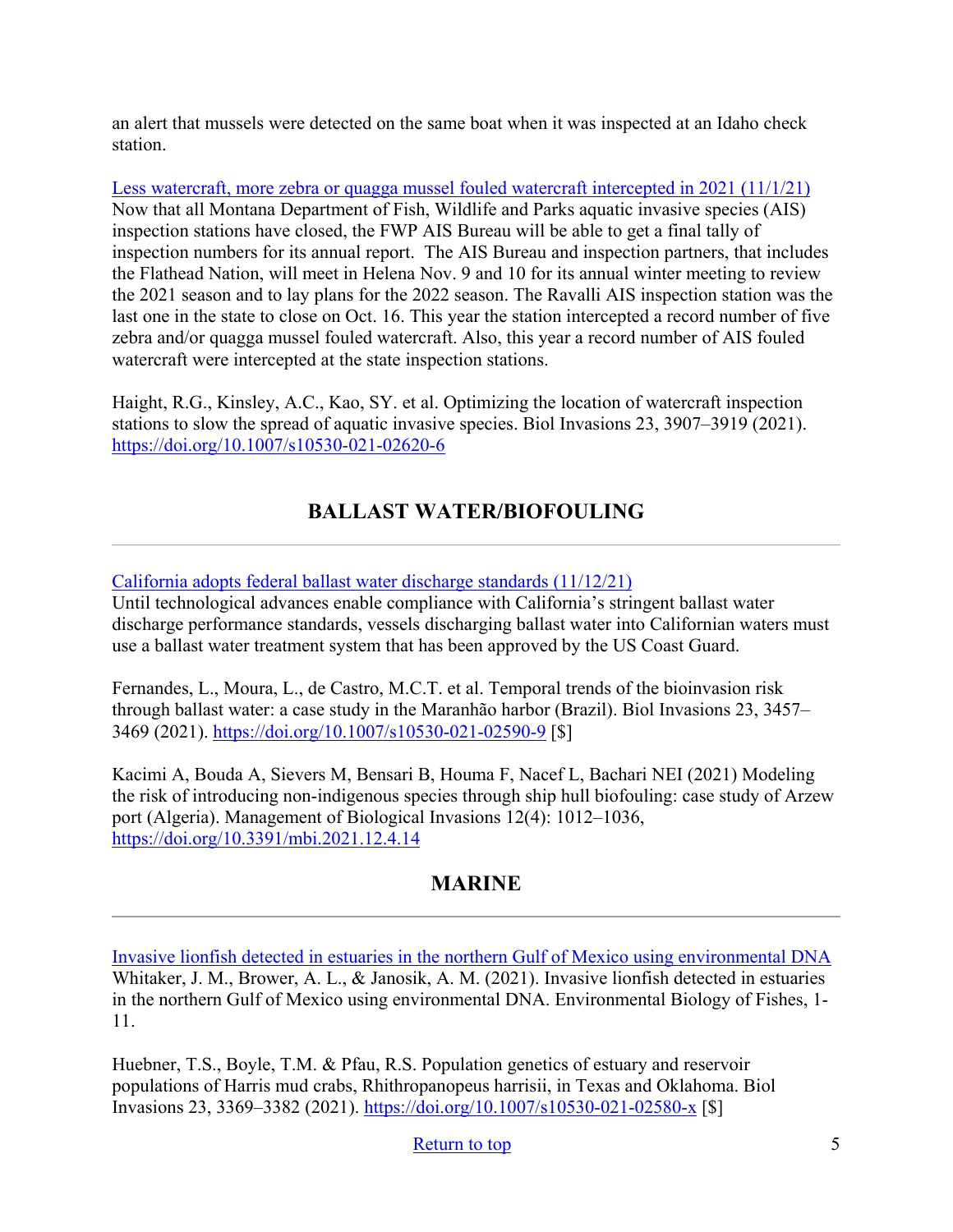an alert that mussels were detected on the same boat when it was inspected at an Idaho check station.

[Less watercraft, more zebra or quagga mussel fouled watercraft intercepted in 2021 (11/1/21)]
Now that all Montana Department of Fish, Wildlife and Parks aquatic invasive species (AIS) inspection stations have closed, the FWP AIS Bureau will be able to get a final tally of inspection numbers for its annual report. The AIS Bureau and inspection partners, that includes the Flathead Nation, will meet in Helena Nov. 9 and 10 for its annual winter meeting to review the 2021 season and to lay plans for the 2022 season. The Ravalli AIS inspection station was the last one in the state to close on Oct. 16. This year the station intercepted a record number of five zebra and/or quagga mussel fouled watercraft. Also, this year a record number of AIS fouled watercraft were intercepted at the state inspection stations.

Haight, R.G., Kinsley, A.C., Kao, SY. et al. Optimizing the location of watercraft inspection stations to slow the spread of aquatic invasive species. Biol Invasions 23, 3907–3919 (2021). https://doi.org/10.1007/s10530-021-02620-6

## BALLAST WATER/BIOFOULING

---

[California adopts federal ballast water discharge standards (11/12/21)]
Until technological advances enable compliance with California's stringent ballast water discharge performance standards, vessels discharging ballast water into Californian waters must use a ballast water treatment system that has been approved by the US Coast Guard.

Fernandes, L., Moura, L., de Castro, M.C.T. et al. Temporal trends of the bioinvasion risk through ballast water: a case study in the Maranhão harbor (Brazil). Biol Invasions 23, 3457–3469 (2021). https://doi.org/10.1007/s10530-021-02590-9 [$]

Kacimi A, Bouda A, Sievers M, Bensari B, Houma F, Nacef L, Bachari NEI (2021) Modeling the risk of introducing non-indigenous species through ship hull biofouling: case study of Arzew port (Algeria). Management of Biological Invasions 12(4): 1012–1036, https://doi.org/10.3391/mbi.2021.12.4.14

## MARINE

---

[Invasive lionfish detected in estuaries in the northern Gulf of Mexico using environmental DNA]
Whitaker, J. M., Brower, A. L., & Janosik, A. M. (2021). Invasive lionfish detected in estuaries in the northern Gulf of Mexico using environmental DNA. Environmental Biology of Fishes, 1-11.

Huebner, T.S., Boyle, T.M. & Pfau, R.S. Population genetics of estuary and reservoir populations of Harris mud crabs, Rhithropanopeus harrisii, in Texas and Oklahoma. Biol Invasions 23, 3369–3382 (2021). https://doi.org/10.1007/s10530-021-02580-x [$]

Return to top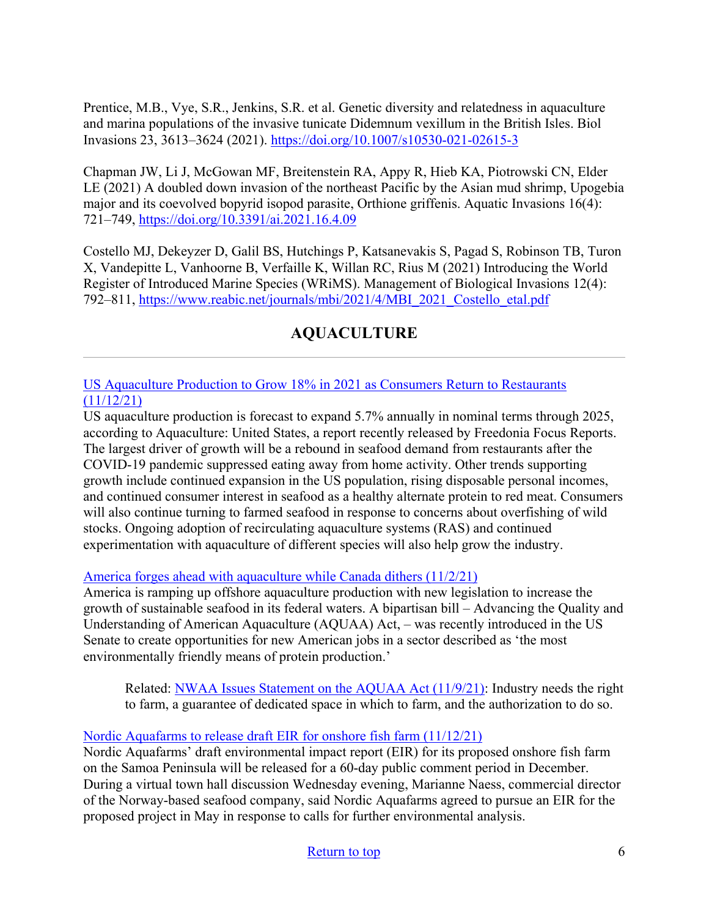Prentice, M.B., Vye, S.R., Jenkins, S.R. et al. Genetic diversity and relatedness in aquaculture and marina populations of the invasive tunicate Didemnum vexillum in the British Isles. Biol Invasions 23, 3613–3624 (2021). https://doi.org/10.1007/s10530-021-02615-3

Chapman JW, Li J, McGowan MF, Breitenstein RA, Appy R, Hieb KA, Piotrowski CN, Elder LE (2021) A doubled down invasion of the northeast Pacific by the Asian mud shrimp, Upogebia major and its coevolved bopyrid isopod parasite, Orthione griffenis. Aquatic Invasions 16(4): 721–749, https://doi.org/10.3391/ai.2021.16.4.09

Costello MJ, Dekeyzer D, Galil BS, Hutchings P, Katsanevakis S, Pagad S, Robinson TB, Turon X, Vandepitte L, Vanhoorne B, Verfaille K, Willan RC, Rius M (2021) Introducing the World Register of Introduced Marine Species (WRiMS). Management of Biological Invasions 12(4): 792–811, https://www.reabic.net/journals/mbi/2021/4/MBI_2021_Costello_etal.pdf

## AQUACULTURE

---

US Aquaculture Production to Grow 18% in 2021 as Consumers Return to Restaurants (11/12/21)
US aquaculture production is forecast to expand 5.7% annually in nominal terms through 2025, according to Aquaculture: United States, a report recently released by Freedonia Focus Reports. The largest driver of growth will be a rebound in seafood demand from restaurants after the COVID-19 pandemic suppressed eating away from home activity. Other trends supporting growth include continued expansion in the US population, rising disposable personal incomes, and continued consumer interest in seafood as a healthy alternate protein to red meat. Consumers will also continue turning to farmed seafood in response to concerns about overfishing of wild stocks. Ongoing adoption of recirculating aquaculture systems (RAS) and continued experimentation with aquaculture of different species will also help grow the industry.

America forges ahead with aquaculture while Canada dithers (11/2/21)
America is ramping up offshore aquaculture production with new legislation to increase the growth of sustainable seafood in its federal waters. A bipartisan bill – Advancing the Quality and Understanding of American Aquaculture (AQUAA) Act, – was recently introduced in the US Senate to create opportunities for new American jobs in a sector described as 'the most environmentally friendly means of protein production.'

> Related: NWAA Issues Statement on the AQUAA Act (11/9/21): Industry needs the right to farm, a guarantee of dedicated space in which to farm, and the authorization to do so.

Nordic Aquafarms to release draft EIR for onshore fish farm (11/12/21)
Nordic Aquafarms' draft environmental impact report (EIR) for its proposed onshore fish farm on the Samoa Peninsula will be released for a 60-day public comment period in December. During a virtual town hall discussion Wednesday evening, Marianne Naess, commercial director of the Norway-based seafood company, said Nordic Aquafarms agreed to pursue an EIR for the proposed project in May in response to calls for further environmental analysis.

Return to top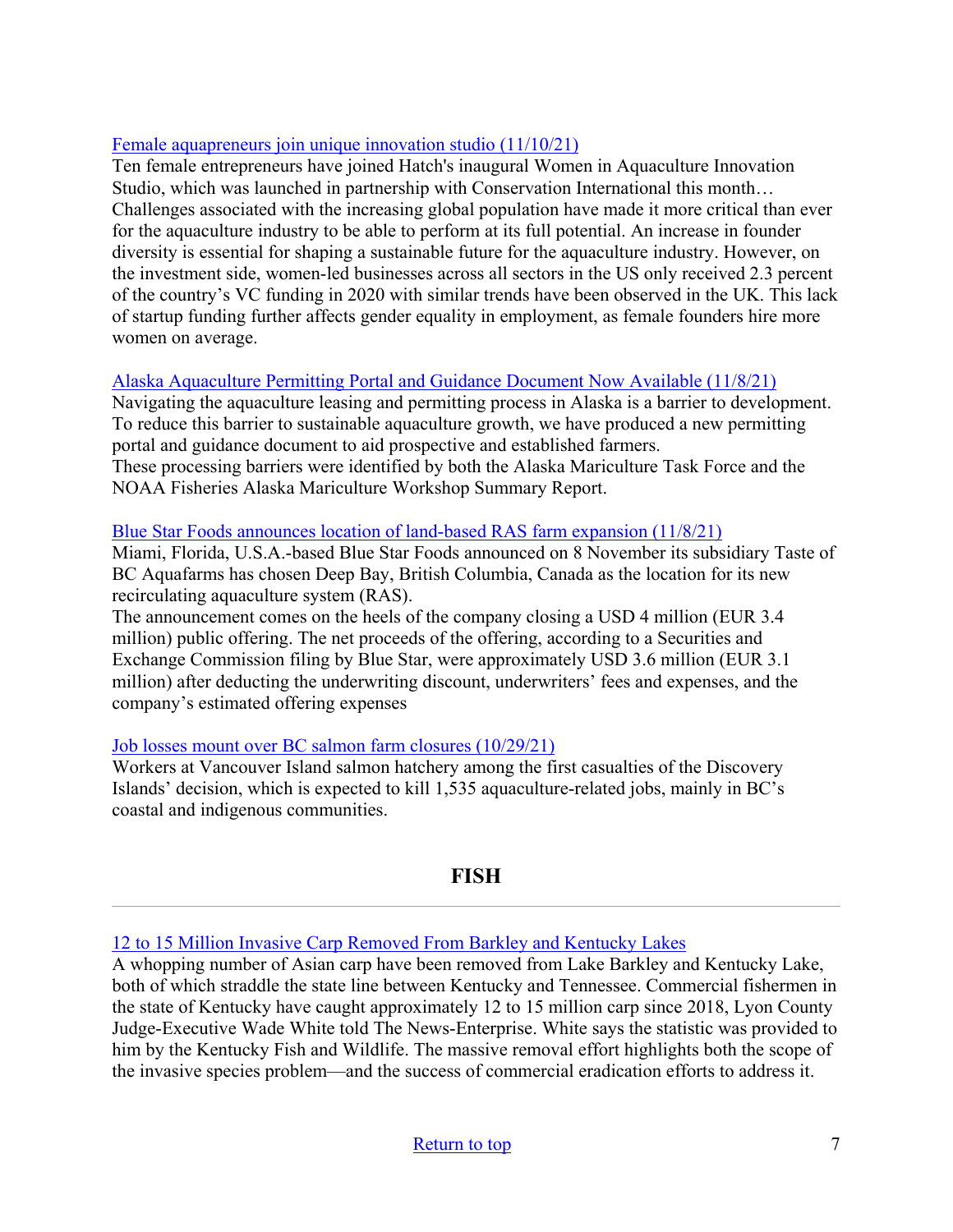[Female aquapreneurs join unique innovation studio (11/10/21)]

Ten female entrepreneurs have joined Hatch's inaugural Women in Aquaculture Innovation Studio, which was launched in partnership with Conservation International this month… Challenges associated with the increasing global population have made it more critical than ever for the aquaculture industry to be able to perform at its full potential. An increase in founder diversity is essential for shaping a sustainable future for the aquaculture industry. However, on the investment side, women-led businesses across all sectors in the US only received 2.3 percent of the country's VC funding in 2020 with similar trends have been observed in the UK. This lack of startup funding further affects gender equality in employment, as female founders hire more women on average.

[Alaska Aquaculture Permitting Portal and Guidance Document Now Available (11/8/21)]

Navigating the aquaculture leasing and permitting process in Alaska is a barrier to development. To reduce this barrier to sustainable aquaculture growth, we have produced a new permitting portal and guidance document to aid prospective and established farmers.
These processing barriers were identified by both the Alaska Mariculture Task Force and the NOAA Fisheries Alaska Mariculture Workshop Summary Report.

[Blue Star Foods announces location of land-based RAS farm expansion (11/8/21)]

Miami, Florida, U.S.A.-based Blue Star Foods announced on 8 November its subsidiary Taste of BC Aquafarms has chosen Deep Bay, British Columbia, Canada as the location for its new recirculating aquaculture system (RAS).
The announcement comes on the heels of the company closing a USD 4 million (EUR 3.4 million) public offering. The net proceeds of the offering, according to a Securities and Exchange Commission filing by Blue Star, were approximately USD 3.6 million (EUR 3.1 million) after deducting the underwriting discount, underwriters' fees and expenses, and the company's estimated offering expenses

[Job losses mount over BC salmon farm closures (10/29/21)]

Workers at Vancouver Island salmon hatchery among the first casualties of the Discovery Islands' decision, which is expected to kill 1,535 aquaculture-related jobs, mainly in BC's coastal and indigenous communities.

## FISH

---

[12 to 15 Million Invasive Carp Removed From Barkley and Kentucky Lakes]

A whopping number of Asian carp have been removed from Lake Barkley and Kentucky Lake, both of which straddle the state line between Kentucky and Tennessee. Commercial fishermen in the state of Kentucky have caught approximately 12 to 15 million carp since 2018, Lyon County Judge-Executive Wade White told The News-Enterprise. White says the statistic was provided to him by the Kentucky Fish and Wildlife. The massive removal effort highlights both the scope of the invasive species problem—and the success of commercial eradication efforts to address it.

Return to top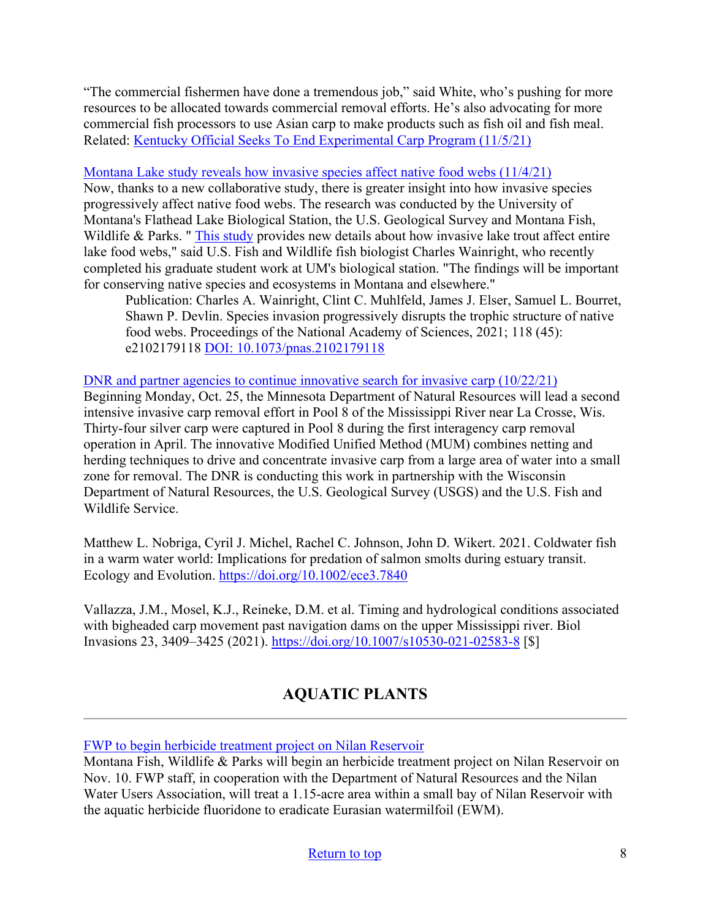"The commercial fishermen have done a tremendous job," said White, who's pushing for more resources to be allocated towards commercial removal efforts. He's also advocating for more commercial fish processors to use Asian carp to make products such as fish oil and fish meal. Related: Kentucky Official Seeks To End Experimental Carp Program (11/5/21)

Montana Lake study reveals how invasive species affect native food webs (11/4/21)
Now, thanks to a new collaborative study, there is greater insight into how invasive species progressively affect native food webs. The research was conducted by the University of Montana's Flathead Lake Biological Station, the U.S. Geological Survey and Montana Fish, Wildlife & Parks. " This study provides new details about how invasive lake trout affect entire lake food webs," said U.S. Fish and Wildlife fish biologist Charles Wainright, who recently completed his graduate student work at UM's biological station. "The findings will be important for conserving native species and ecosystems in Montana and elsewhere."

> Publication: Charles A. Wainright, Clint C. Muhlfeld, James J. Elser, Samuel L. Bourret, Shawn P. Devlin. Species invasion progressively disrupts the trophic structure of native food webs. Proceedings of the National Academy of Sciences, 2021; 118 (45): e2102179118 DOI: 10.1073/pnas.2102179118

DNR and partner agencies to continue innovative search for invasive carp (10/22/21)
Beginning Monday, Oct. 25, the Minnesota Department of Natural Resources will lead a second intensive invasive carp removal effort in Pool 8 of the Mississippi River near La Crosse, Wis. Thirty-four silver carp were captured in Pool 8 during the first interagency carp removal operation in April. The innovative Modified Unified Method (MUM) combines netting and herding techniques to drive and concentrate invasive carp from a large area of water into a small zone for removal. The DNR is conducting this work in partnership with the Wisconsin Department of Natural Resources, the U.S. Geological Survey (USGS) and the U.S. Fish and Wildlife Service.

Matthew L. Nobriga, Cyril J. Michel, Rachel C. Johnson, John D. Wikert. 2021. Coldwater fish in a warm water world: Implications for predation of salmon smolts during estuary transit. Ecology and Evolution. https://doi.org/10.1002/ece3.7840

Vallazza, J.M., Mosel, K.J., Reineke, D.M. et al. Timing and hydrological conditions associated with bigheaded carp movement past navigation dams on the upper Mississippi river. Biol Invasions 23, 3409–3425 (2021). https://doi.org/10.1007/s10530-021-02583-8 [$]

## AQUATIC PLANTS

---

FWP to begin herbicide treatment project on Nilan Reservoir
Montana Fish, Wildlife & Parks will begin an herbicide treatment project on Nilan Reservoir on Nov. 10. FWP staff, in cooperation with the Department of Natural Resources and the Nilan Water Users Association, will treat a 1.15-acre area within a small bay of Nilan Reservoir with the aquatic herbicide fluoridone to eradicate Eurasian watermilfoil (EWM).

Return to top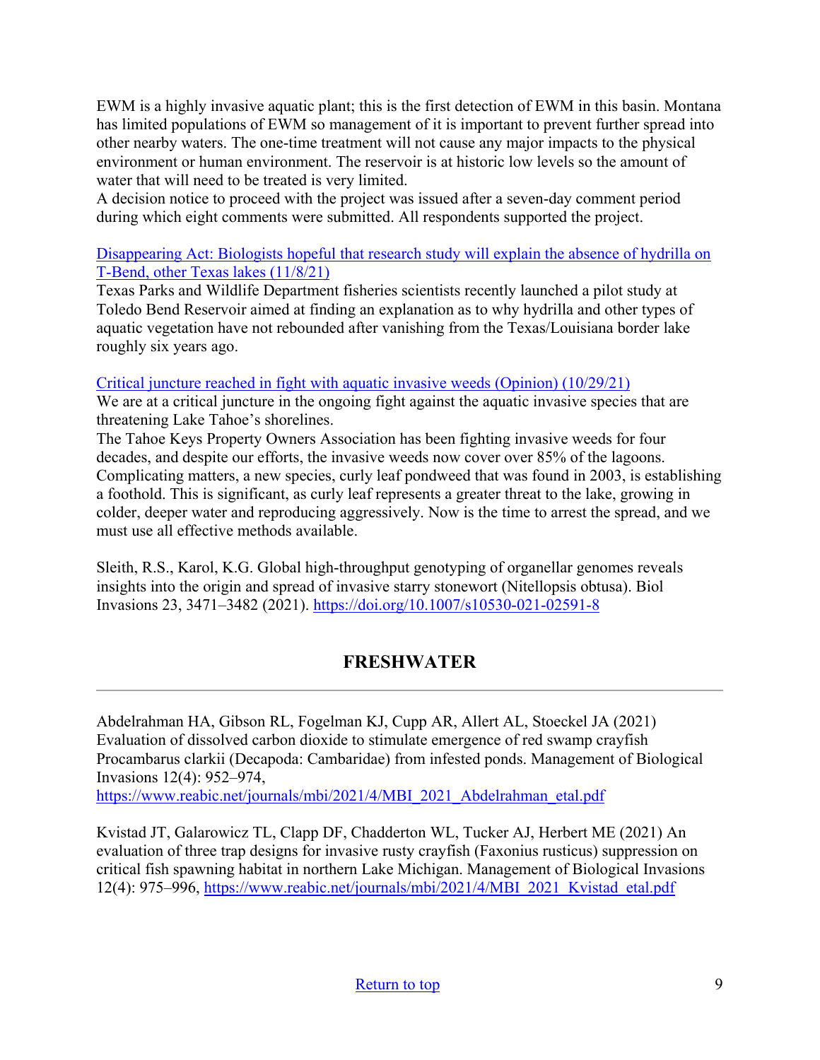EWM is a highly invasive aquatic plant; this is the first detection of EWM in this basin. Montana has limited populations of EWM so management of it is important to prevent further spread into other nearby waters. The one-time treatment will not cause any major impacts to the physical environment or human environment. The reservoir is at historic low levels so the amount of water that will need to be treated is very limited.
A decision notice to proceed with the project was issued after a seven-day comment period during which eight comments were submitted. All respondents supported the project.

[Disappearing Act: Biologists hopeful that research study will explain the absence of hydrilla on T-Bend, other Texas lakes (11/8/21)]
Texas Parks and Wildlife Department fisheries scientists recently launched a pilot study at Toledo Bend Reservoir aimed at finding an explanation as to why hydrilla and other types of aquatic vegetation have not rebounded after vanishing from the Texas/Louisiana border lake roughly six years ago.

[Critical juncture reached in fight with aquatic invasive weeds (Opinion) (10/29/21)]
We are at a critical juncture in the ongoing fight against the aquatic invasive species that are threatening Lake Tahoe's shorelines.
The Tahoe Keys Property Owners Association has been fighting invasive weeds for four decades, and despite our efforts, the invasive weeds now cover over 85% of the lagoons. Complicating matters, a new species, curly leaf pondweed that was found in 2003, is establishing a foothold. This is significant, as curly leaf represents a greater threat to the lake, growing in colder, deeper water and reproducing aggressively. Now is the time to arrest the spread, and we must use all effective methods available.

Sleith, R.S., Karol, K.G. Global high-throughput genotyping of organellar genomes reveals insights into the origin and spread of invasive starry stonewort (Nitellopsis obtusa). Biol Invasions 23, 3471–3482 (2021). https://doi.org/10.1007/s10530-021-02591-8

## FRESHWATER

---

Abdelrahman HA, Gibson RL, Fogelman KJ, Cupp AR, Allert AL, Stoeckel JA (2021) Evaluation of dissolved carbon dioxide to stimulate emergence of red swamp crayfish Procambarus clarkii (Decapoda: Cambaridae) from infested ponds. Management of Biological Invasions 12(4): 952–974, https://www.reabic.net/journals/mbi/2021/4/MBI_2021_Abdelrahman_etal.pdf

Kvistad JT, Galarowicz TL, Clapp DF, Chadderton WL, Tucker AJ, Herbert ME (2021) An evaluation of three trap designs for invasive rusty crayfish (Faxonius rusticus) suppression on critical fish spawning habitat in northern Lake Michigan. Management of Biological Invasions 12(4): 975–996, https://www.reabic.net/journals/mbi/2021/4/MBI_2021_Kvistad_etal.pdf

Return to top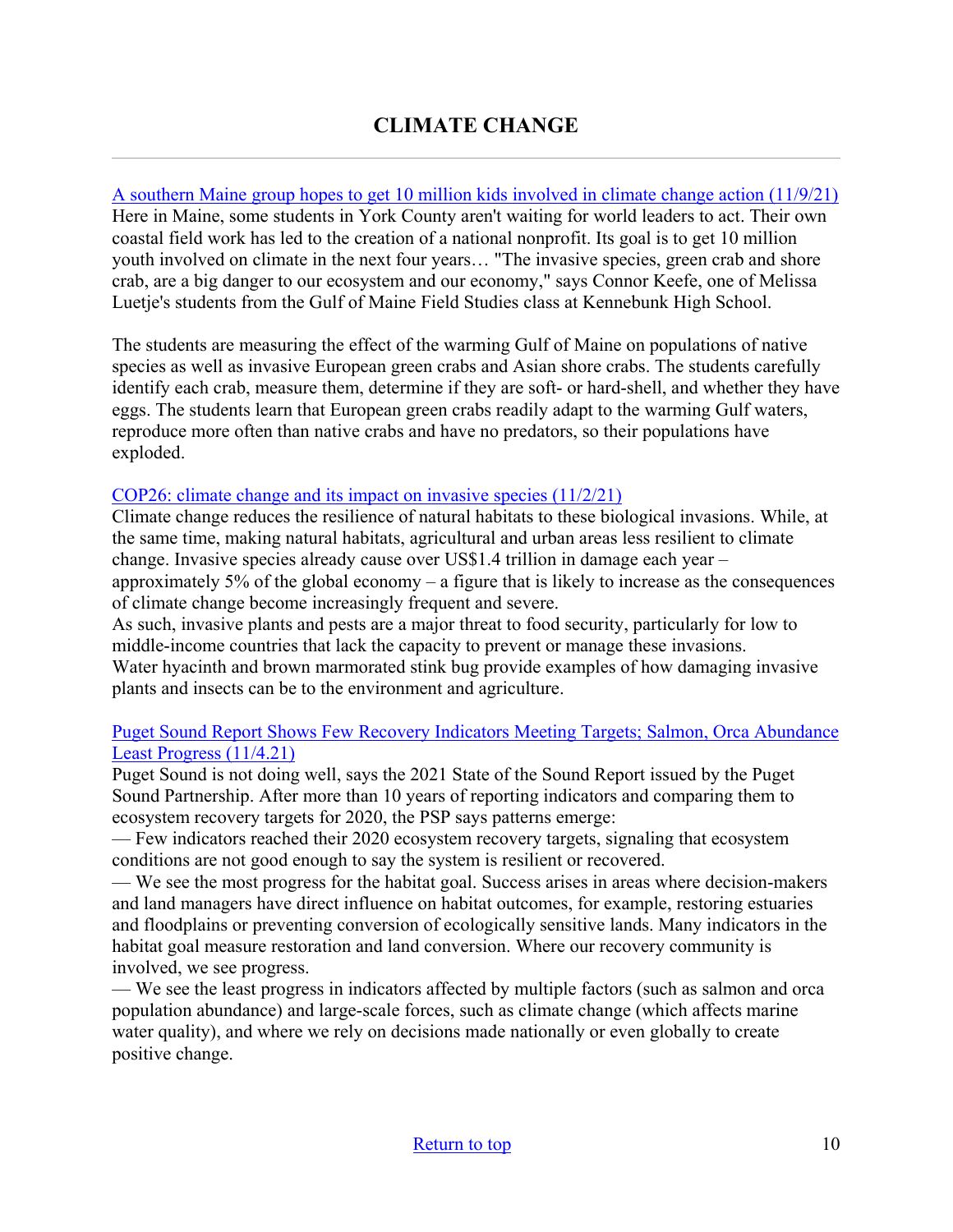# CLIMATE CHANGE

---

A southern Maine group hopes to get 10 million kids involved in climate change action (11/9/21)
Here in Maine, some students in York County aren't waiting for world leaders to act. Their own coastal field work has led to the creation of a national nonprofit. Its goal is to get 10 million youth involved on climate in the next four years… "The invasive species, green crab and shore crab, are a big danger to our ecosystem and our economy," says Connor Keefe, one of Melissa Luetje's students from the Gulf of Maine Field Studies class at Kennebunk High School.

The students are measuring the effect of the warming Gulf of Maine on populations of native species as well as invasive European green crabs and Asian shore crabs. The students carefully identify each crab, measure them, determine if they are soft- or hard-shell, and whether they have eggs. The students learn that European green crabs readily adapt to the warming Gulf waters, reproduce more often than native crabs and have no predators, so their populations have exploded.

COP26: climate change and its impact on invasive species (11/2/21)
Climate change reduces the resilience of natural habitats to these biological invasions. While, at the same time, making natural habitats, agricultural and urban areas less resilient to climate change. Invasive species already cause over US$1.4 trillion in damage each year – approximately 5% of the global economy – a figure that is likely to increase as the consequences of climate change become increasingly frequent and severe.
As such, invasive plants and pests are a major threat to food security, particularly for low to middle-income countries that lack the capacity to prevent or manage these invasions.
Water hyacinth and brown marmorated stink bug provide examples of how damaging invasive plants and insects can be to the environment and agriculture.

Puget Sound Report Shows Few Recovery Indicators Meeting Targets; Salmon, Orca Abundance Least Progress (11/4.21)
Puget Sound is not doing well, says the 2021 State of the Sound Report issued by the Puget Sound Partnership. After more than 10 years of reporting indicators and comparing them to ecosystem recovery targets for 2020, the PSP says patterns emerge:
— Few indicators reached their 2020 ecosystem recovery targets, signaling that ecosystem conditions are not good enough to say the system is resilient or recovered.
— We see the most progress for the habitat goal. Success arises in areas where decision-makers and land managers have direct influence on habitat outcomes, for example, restoring estuaries and floodplains or preventing conversion of ecologically sensitive lands. Many indicators in the habitat goal measure restoration and land conversion. Where our recovery community is involved, we see progress.
— We see the least progress in indicators affected by multiple factors (such as salmon and orca population abundance) and large-scale forces, such as climate change (which affects marine water quality), and where we rely on decisions made nationally or even globally to create positive change.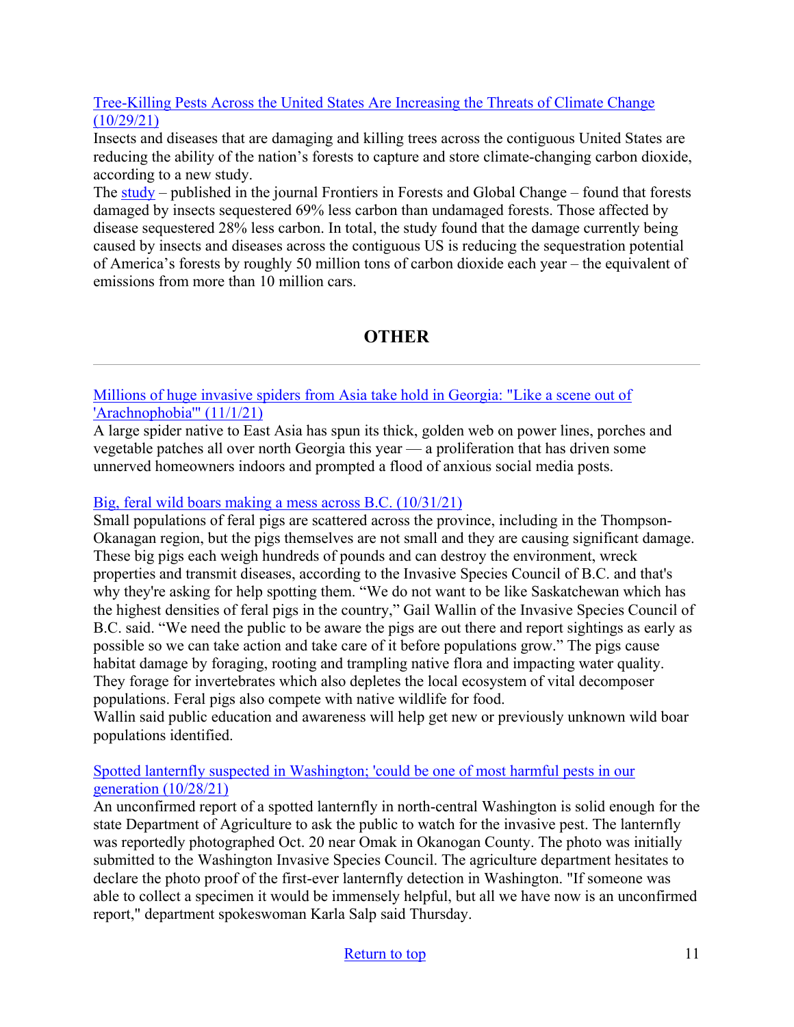[Tree-Killing Pests Across the United States Are Increasing the Threats of Climate Change (10/29/21)]

Insects and diseases that are damaging and killing trees across the contiguous United States are reducing the ability of the nation's forests to capture and store climate-changing carbon dioxide, according to a new study.

The study – published in the journal Frontiers in Forests and Global Change – found that forests damaged by insects sequestered 69% less carbon than undamaged forests. Those affected by disease sequestered 28% less carbon. In total, the study found that the damage currently being caused by insects and diseases across the contiguous US is reducing the sequestration potential of America's forests by roughly 50 million tons of carbon dioxide each year – the equivalent of emissions from more than 10 million cars.

## OTHER

---

[Millions of huge invasive spiders from Asia take hold in Georgia: "Like a scene out of 'Arachnophobia'" (11/1/21)]

A large spider native to East Asia has spun its thick, golden web on power lines, porches and vegetable patches all over north Georgia this year — a proliferation that has driven some unnerved homeowners indoors and prompted a flood of anxious social media posts.

[Big, feral wild boars making a mess across B.C. (10/31/21)]

Small populations of feral pigs are scattered across the province, including in the Thompson-Okanagan region, but the pigs themselves are not small and they are causing significant damage. These big pigs each weigh hundreds of pounds and can destroy the environment, wreck properties and transmit diseases, according to the Invasive Species Council of B.C. and that's why they're asking for help spotting them. "We do not want to be like Saskatchewan which has the highest densities of feral pigs in the country," Gail Wallin of the Invasive Species Council of B.C. said. "We need the public to be aware the pigs are out there and report sightings as early as possible so we can take action and take care of it before populations grow." The pigs cause habitat damage by foraging, rooting and trampling native flora and impacting water quality. They forage for invertebrates which also depletes the local ecosystem of vital decomposer populations. Feral pigs also compete with native wildlife for food.

Wallin said public education and awareness will help get new or previously unknown wild boar populations identified.

[Spotted lanternfly suspected in Washington; 'could be one of most harmful pests in our generation (10/28/21)]

An unconfirmed report of a spotted lanternfly in north-central Washington is solid enough for the state Department of Agriculture to ask the public to watch for the invasive pest. The lanternfly was reportedly photographed Oct. 20 near Omak in Okanogan County. The photo was initially submitted to the Washington Invasive Species Council. The agriculture department hesitates to declare the photo proof of the first-ever lanternfly detection in Washington. "If someone was able to collect a specimen it would be immensely helpful, but all we have now is an unconfirmed report," department spokeswoman Karla Salp said Thursday.

Return to top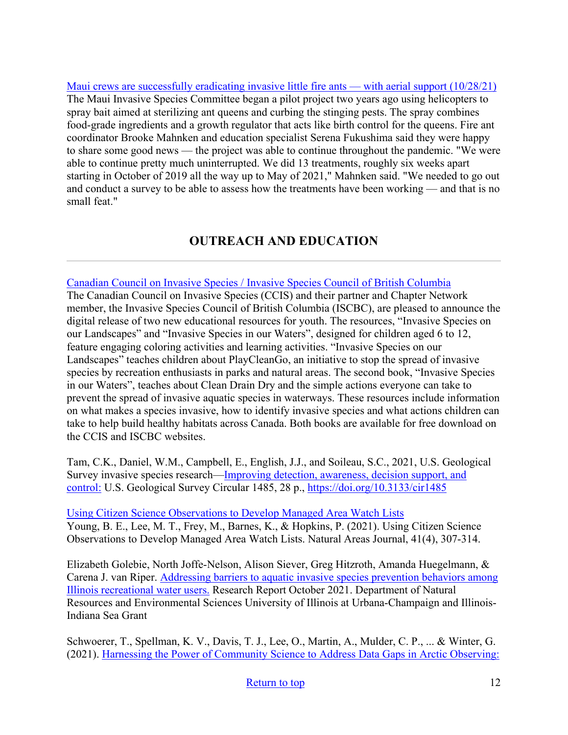Maui crews are successfully eradicating invasive little fire ants — with aerial support (10/28/21)
The Maui Invasive Species Committee began a pilot project two years ago using helicopters to spray bait aimed at sterilizing ant queens and curbing the stinging pests. The spray combines food-grade ingredients and a growth regulator that acts like birth control for the queens. Fire ant coordinator Brooke Mahnken and education specialist Serena Fukushima said they were happy to share some good news — the project was able to continue throughout the pandemic. "We were able to continue pretty much uninterrupted. We did 13 treatments, roughly six weeks apart starting in October of 2019 all the way up to May of 2021," Mahnken said. "We needed to go out and conduct a survey to be able to assess how the treatments have been working — and that is no small feat."

## OUTREACH AND EDUCATION

---

Canadian Council on Invasive Species / Invasive Species Council of British Columbia
The Canadian Council on Invasive Species (CCIS) and their partner and Chapter Network member, the Invasive Species Council of British Columbia (ISCBC), are pleased to announce the digital release of two new educational resources for youth. The resources, "Invasive Species on our Landscapes" and "Invasive Species in our Waters", designed for children aged 6 to 12, feature engaging coloring activities and learning activities. "Invasive Species on our Landscapes" teaches children about PlayCleanGo, an initiative to stop the spread of invasive species by recreation enthusiasts in parks and natural areas. The second book, "Invasive Species in our Waters", teaches about Clean Drain Dry and the simple actions everyone can take to prevent the spread of invasive aquatic species in waterways. These resources include information on what makes a species invasive, how to identify invasive species and what actions children can take to help build healthy habitats across Canada. Both books are available for free download on the CCIS and ISCBC websites.

Tam, C.K., Daniel, W.M., Campbell, E., English, J.J., and Soileau, S.C., 2021, U.S. Geological Survey invasive species research—Improving detection, awareness, decision support, and control: U.S. Geological Survey Circular 1485, 28 p., https://doi.org/10.3133/cir1485

Using Citizen Science Observations to Develop Managed Area Watch Lists
Young, B. E., Lee, M. T., Frey, M., Barnes, K., & Hopkins, P. (2021). Using Citizen Science Observations to Develop Managed Area Watch Lists. Natural Areas Journal, 41(4), 307-314.

Elizabeth Golebie, North Joffe-Nelson, Alison Siever, Greg Hitzroth, Amanda Huegelmann, & Carena J. van Riper. Addressing barriers to aquatic invasive species prevention behaviors among Illinois recreational water users. Research Report October 2021. Department of Natural Resources and Environmental Sciences University of Illinois at Urbana-Champaign and Illinois-Indiana Sea Grant

Schwoerer, T., Spellman, K. V., Davis, T. J., Lee, O., Martin, A., Mulder, C. P., ... & Winter, G. (2021). Harnessing the Power of Community Science to Address Data Gaps in Arctic Observing: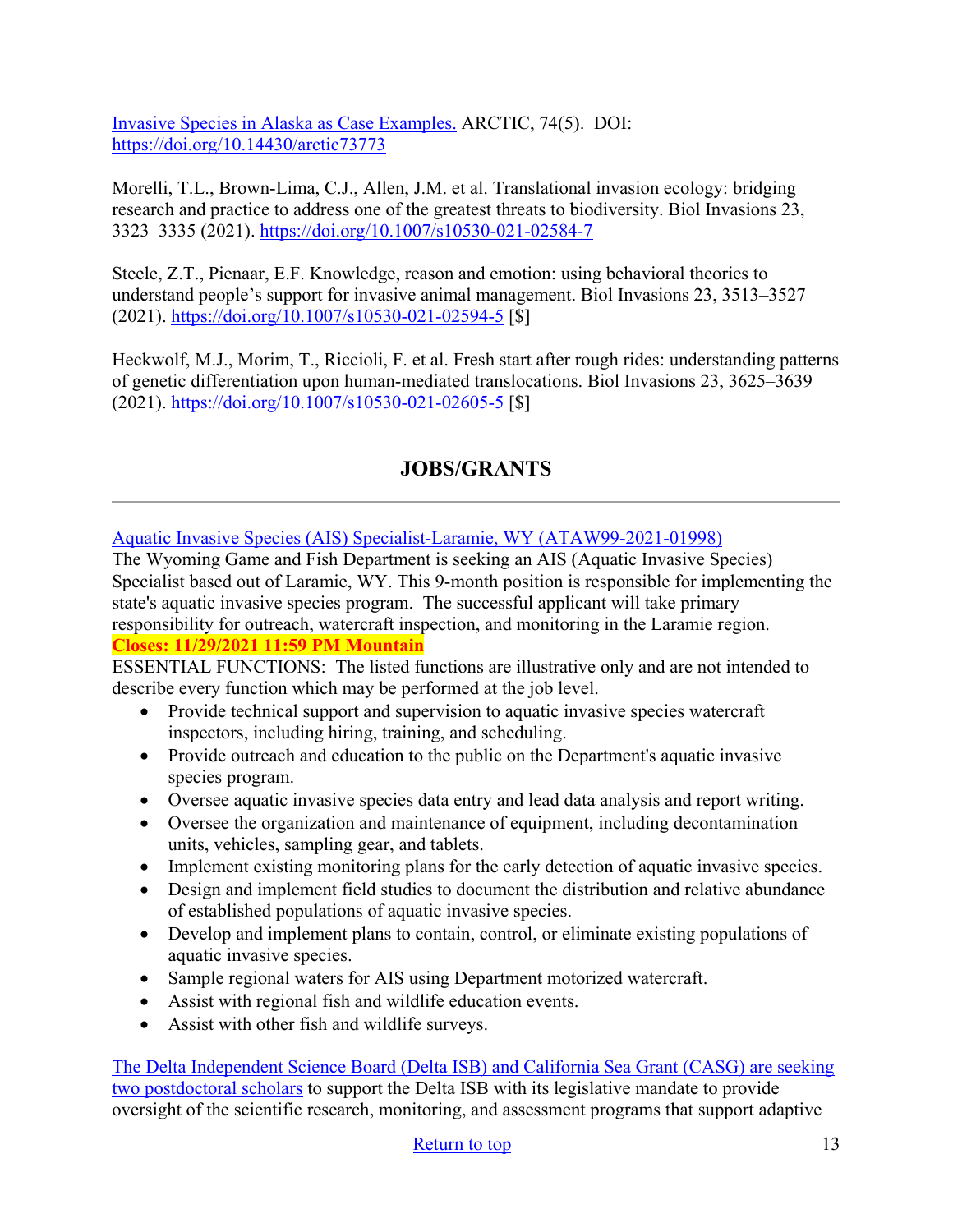[Invasive Species in Alaska as Case Examples.](https://doi.org/10.14430/arctic73773) ARCTIC, 74(5). DOI: https://doi.org/10.14430/arctic73773

Morelli, T.L., Brown-Lima, C.J., Allen, J.M. et al. Translational invasion ecology: bridging research and practice to address one of the greatest threats to biodiversity. Biol Invasions 23, 3323–3335 (2021). https://doi.org/10.1007/s10530-021-02584-7

Steele, Z.T., Pienaar, E.F. Knowledge, reason and emotion: using behavioral theories to understand people's support for invasive animal management. Biol Invasions 23, 3513–3527 (2021). https://doi.org/10.1007/s10530-021-02594-5 [$]

Heckwolf, M.J., Morim, T., Riccioli, F. et al. Fresh start after rough rides: understanding patterns of genetic differentiation upon human-mediated translocations. Biol Invasions 23, 3625–3639 (2021). https://doi.org/10.1007/s10530-021-02605-5 [$]

## JOBS/GRANTS

---

Aquatic Invasive Species (AIS) Specialist-Laramie, WY (ATAW99-2021-01998)

The Wyoming Game and Fish Department is seeking an AIS (Aquatic Invasive Species) Specialist based out of Laramie, WY. This 9-month position is responsible for implementing the state's aquatic invasive species program. The successful applicant will take primary responsibility for outreach, watercraft inspection, and monitoring in the Laramie region.

**Closes: 11/29/2021 11:59 PM Mountain**

ESSENTIAL FUNCTIONS: The listed functions are illustrative only and are not intended to describe every function which may be performed at the job level.

- Provide technical support and supervision to aquatic invasive species watercraft inspectors, including hiring, training, and scheduling.
- Provide outreach and education to the public on the Department's aquatic invasive species program.
- Oversee aquatic invasive species data entry and lead data analysis and report writing.
- Oversee the organization and maintenance of equipment, including decontamination units, vehicles, sampling gear, and tablets.
- Implement existing monitoring plans for the early detection of aquatic invasive species.
- Design and implement field studies to document the distribution and relative abundance of established populations of aquatic invasive species.
- Develop and implement plans to contain, control, or eliminate existing populations of aquatic invasive species.
- Sample regional waters for AIS using Department motorized watercraft.
- Assist with regional fish and wildlife education events.
- Assist with other fish and wildlife surveys.

The Delta Independent Science Board (Delta ISB) and California Sea Grant (CASG) are seeking two postdoctoral scholars to support the Delta ISB with its legislative mandate to provide oversight of the scientific research, monitoring, and assessment programs that support adaptive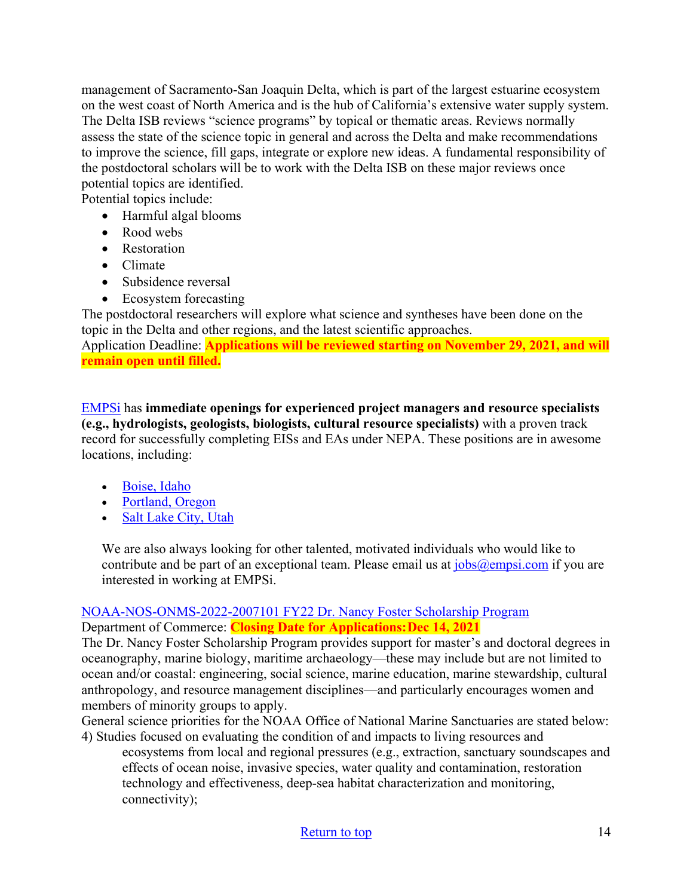management of Sacramento-San Joaquin Delta, which is part of the largest estuarine ecosystem on the west coast of North America and is the hub of California's extensive water supply system. The Delta ISB reviews "science programs" by topical or thematic areas. Reviews normally assess the state of the science topic in general and across the Delta and make recommendations to improve the science, fill gaps, integrate or explore new ideas. A fundamental responsibility of the postdoctoral scholars will be to work with the Delta ISB on these major reviews once potential topics are identified.

Potential topics include:

- Harmful algal blooms
- Rood webs
- Restoration
- Climate
- Subsidence reversal
- Ecosystem forecasting

The postdoctoral researchers will explore what science and syntheses have been done on the topic in the Delta and other regions, and the latest scientific approaches.

Application Deadline: **Applications will be reviewed starting on November 29, 2021, and will remain open until filled.**

EMPSi has **immediate openings for experienced project managers and resource specialists (e.g., hydrologists, geologists, biologists, cultural resource specialists)** with a proven track record for successfully completing EISs and EAs under NEPA. These positions are in awesome locations, including:

- Boise, Idaho
- Portland, Oregon
- Salt Lake City, Utah

We are also always looking for other talented, motivated individuals who would like to contribute and be part of an exceptional team. Please email us at jobs@empsi.com if you are interested in working at EMPSi.

NOAA-NOS-ONMS-2022-2007101 FY22 Dr. Nancy Foster Scholarship Program

Department of Commerce: **Closing Date for Applications: Dec 14, 2021**

The Dr. Nancy Foster Scholarship Program provides support for master's and doctoral degrees in oceanography, marine biology, maritime archaeology—these may include but are not limited to ocean and/or coastal: engineering, social science, marine education, marine stewardship, cultural anthropology, and resource management disciplines—and particularly encourages women and members of minority groups to apply.

General science priorities for the NOAA Office of National Marine Sanctuaries are stated below:

4) Studies focused on evaluating the condition of and impacts to living resources and ecosystems from local and regional pressures (e.g., extraction, sanctuary soundscapes and effects of ocean noise, invasive species, water quality and contamination, restoration technology and effectiveness, deep-sea habitat characterization and monitoring, connectivity);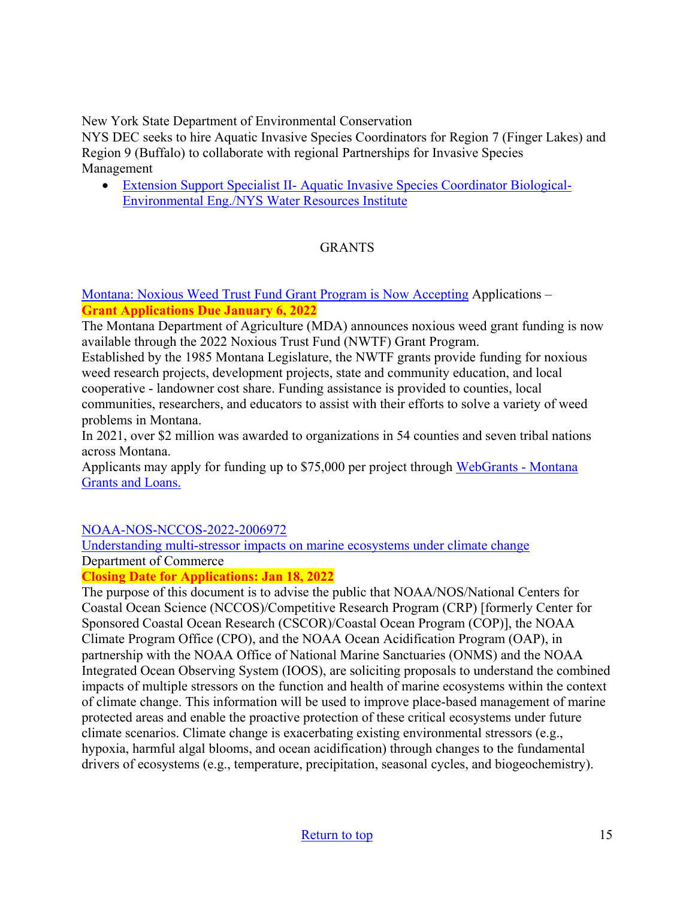New York State Department of Environmental Conservation
NYS DEC seeks to hire Aquatic Invasive Species Coordinators for Region 7 (Finger Lakes) and Region 9 (Buffalo) to collaborate with regional Partnerships for Invasive Species Management

- Extension Support Specialist II- Aquatic Invasive Species Coordinator Biological-Environmental Eng./NYS Water Resources Institute

## GRANTS

Montana: Noxious Weed Trust Fund Grant Program is Now Accepting Applications –
**Grant Applications Due January 6, 2022**

The Montana Department of Agriculture (MDA) announces noxious weed grant funding is now available through the 2022 Noxious Trust Fund (NWTF) Grant Program.

Established by the 1985 Montana Legislature, the NWTF grants provide funding for noxious weed research projects, development projects, state and community education, and local cooperative - landowner cost share. Funding assistance is provided to counties, local communities, researchers, and educators to assist with their efforts to solve a variety of weed problems in Montana.

In 2021, over $2 million was awarded to organizations in 54 counties and seven tribal nations across Montana.

Applicants may apply for funding up to $75,000 per project through WebGrants - Montana Grants and Loans.

NOAA-NOS-NCCOS-2022-2006972
Understanding multi-stressor impacts on marine ecosystems under climate change
Department of Commerce
**Closing Date for Applications: Jan 18, 2022**

The purpose of this document is to advise the public that NOAA/NOS/National Centers for Coastal Ocean Science (NCCOS)/Competitive Research Program (CRP) [formerly Center for Sponsored Coastal Ocean Research (CSCOR)/Coastal Ocean Program (COP)], the NOAA Climate Program Office (CPO), and the NOAA Ocean Acidification Program (OAP), in partnership with the NOAA Office of National Marine Sanctuaries (ONMS) and the NOAA Integrated Ocean Observing System (IOOS), are soliciting proposals to understand the combined impacts of multiple stressors on the function and health of marine ecosystems within the context of climate change. This information will be used to improve place-based management of marine protected areas and enable the proactive protection of these critical ecosystems under future climate scenarios. Climate change is exacerbating existing environmental stressors (e.g., hypoxia, harmful algal blooms, and ocean acidification) through changes to the fundamental drivers of ecosystems (e.g., temperature, precipitation, seasonal cycles, and biogeochemistry).

Return to top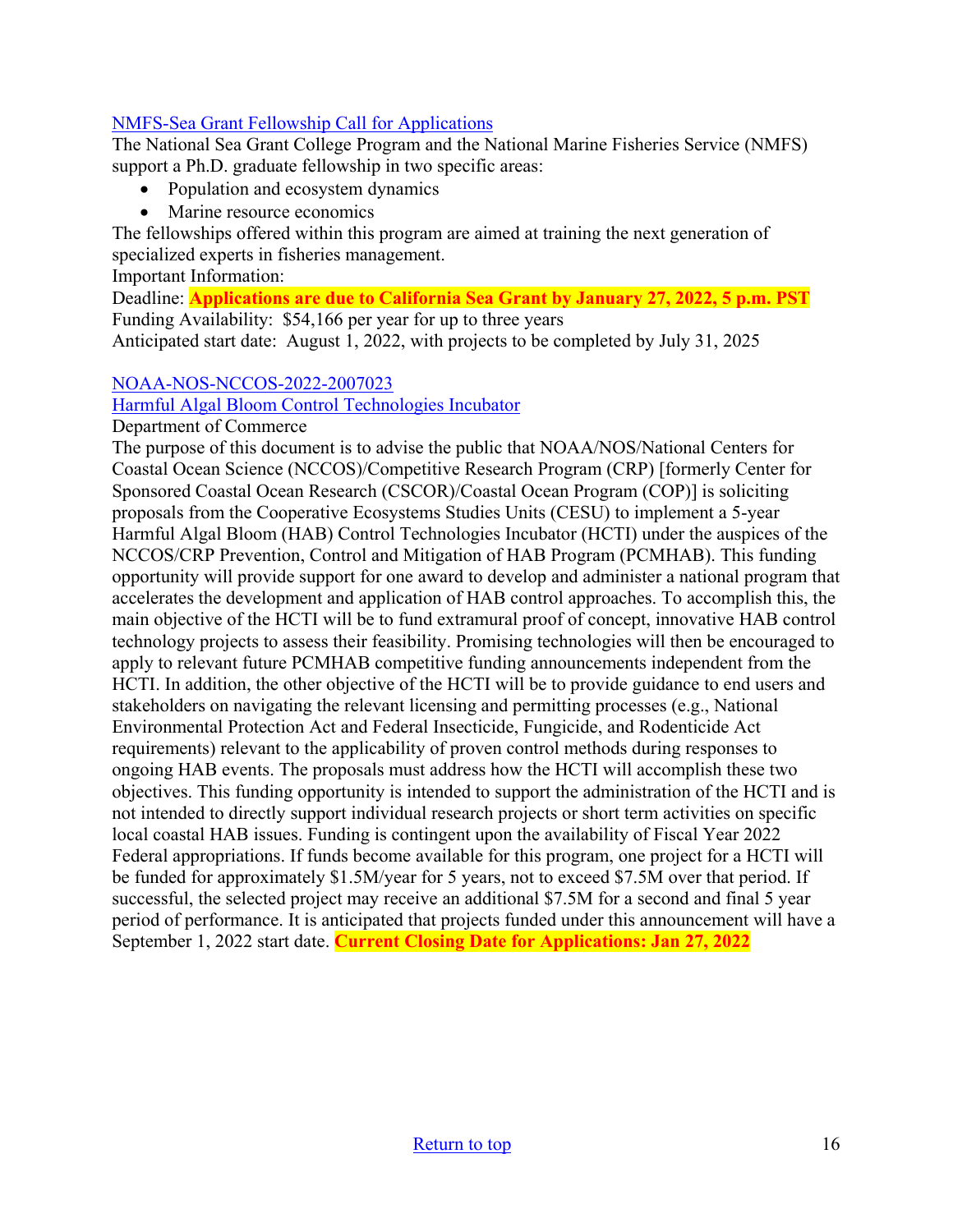[NMFS-Sea Grant Fellowship Call for Applications]

The National Sea Grant College Program and the National Marine Fisheries Service (NMFS) support a Ph.D. graduate fellowship in two specific areas:

- Population and ecosystem dynamics
- Marine resource economics

The fellowships offered within this program are aimed at training the next generation of specialized experts in fisheries management.

Important Information:

Deadline: **Applications are due to California Sea Grant by January 27, 2022, 5 p.m. PST**

Funding Availability: $54,166 per year for up to three years

Anticipated start date: August 1, 2022, with projects to be completed by July 31, 2025

[NOAA-NOS-NCCOS-2022-2007023]

[Harmful Algal Bloom Control Technologies Incubator]

Department of Commerce

The purpose of this document is to advise the public that NOAA/NOS/National Centers for Coastal Ocean Science (NCCOS)/Competitive Research Program (CRP) [formerly Center for Sponsored Coastal Ocean Research (CSCOR)/Coastal Ocean Program (COP)] is soliciting proposals from the Cooperative Ecosystems Studies Units (CESU) to implement a 5-year Harmful Algal Bloom (HAB) Control Technologies Incubator (HCTI) under the auspices of the NCCOS/CRP Prevention, Control and Mitigation of HAB Program (PCMHAB). This funding opportunity will provide support for one award to develop and administer a national program that accelerates the development and application of HAB control approaches. To accomplish this, the main objective of the HCTI will be to fund extramural proof of concept, innovative HAB control technology projects to assess their feasibility. Promising technologies will then be encouraged to apply to relevant future PCMHAB competitive funding announcements independent from the HCTI. In addition, the other objective of the HCTI will be to provide guidance to end users and stakeholders on navigating the relevant licensing and permitting processes (e.g., National Environmental Protection Act and Federal Insecticide, Fungicide, and Rodenticide Act requirements) relevant to the applicability of proven control methods during responses to ongoing HAB events. The proposals must address how the HCTI will accomplish these two objectives. This funding opportunity is intended to support the administration of the HCTI and is not intended to directly support individual research projects or short term activities on specific local coastal HAB issues. Funding is contingent upon the availability of Fiscal Year 2022 Federal appropriations. If funds become available for this program, one project for a HCTI will be funded for approximately $1.5M/year for 5 years, not to exceed $7.5M over that period. If successful, the selected project may receive an additional $7.5M for a second and final 5 year period of performance. It is anticipated that projects funded under this announcement will have a September 1, 2022 start date. **Current Closing Date for Applications: Jan 27, 2022**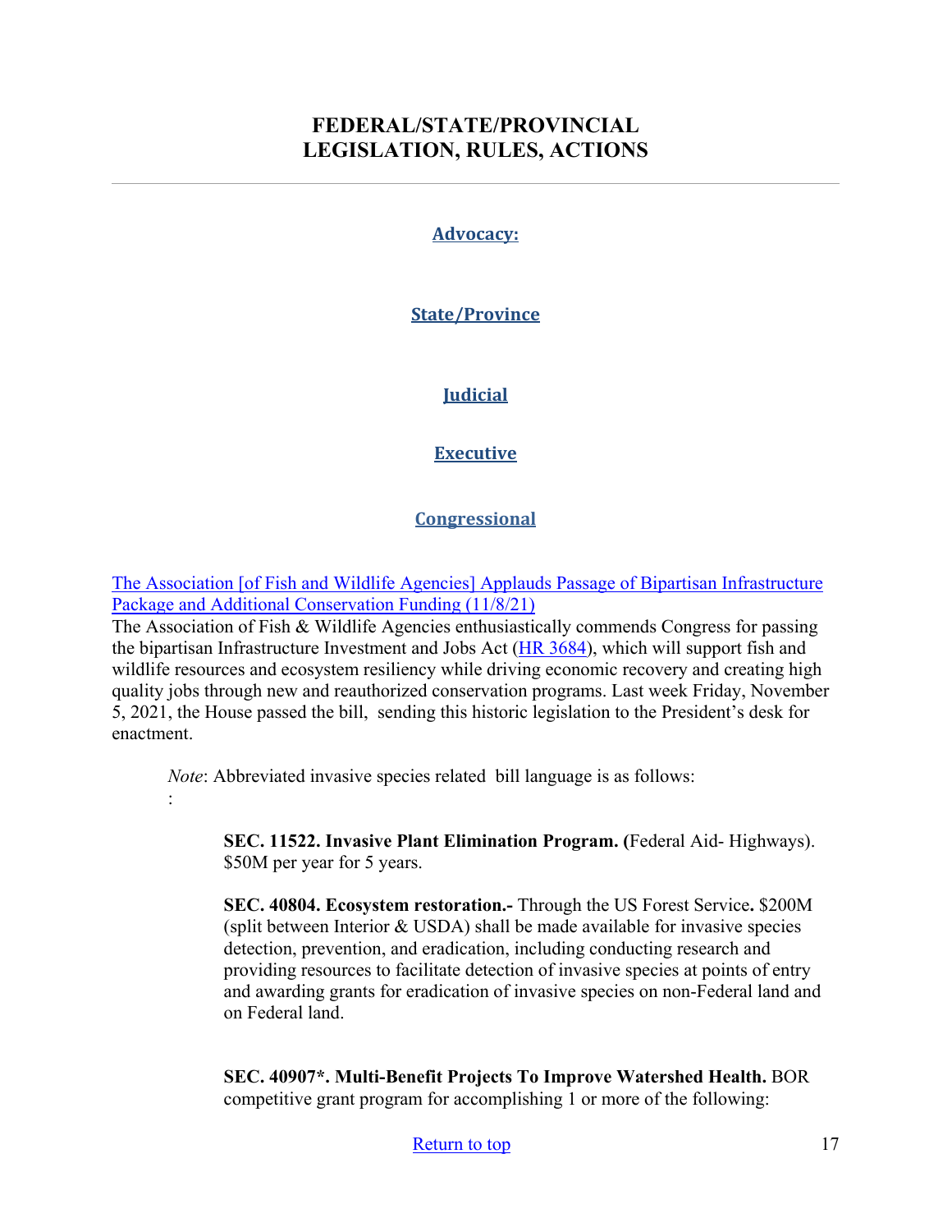# FEDERAL/STATE/PROVINCIAL LEGISLATION, RULES, ACTIONS

---

## Advocacy:

## State/Province

## Judicial

## Executive

## Congressional

[The Association [of Fish and Wildlife Agencies] Applauds Passage of Bipartisan Infrastructure Package and Additional Conservation Funding (11/8/21)](#)

The Association of Fish & Wildlife Agencies enthusiastically commends Congress for passing the bipartisan Infrastructure Investment and Jobs Act ([HR 3684](#)), which will support fish and wildlife resources and ecosystem resiliency while driving economic recovery and creating high quality jobs through new and reauthorized conservation programs. Last week Friday, November 5, 2021, the House passed the bill, sending this historic legislation to the President's desk for enactment.

> *Note*: Abbreviated invasive species related bill language is as follows:
> :
>
> > **SEC. 11522. Invasive Plant Elimination Program. (**Federal Aid- Highways). $50M per year for 5 years.
> >
> > **SEC. 40804. Ecosystem restoration.-** Through the US Forest Service**.** $200M (split between Interior & USDA) shall be made available for invasive species detection, prevention, and eradication, including conducting research and providing resources to facilitate detection of invasive species at points of entry and awarding grants for eradication of invasive species on non-Federal land and on Federal land.
> >
> > **SEC. 40907*. Multi-Benefit Projects To Improve Watershed Health.** BOR competitive grant program for accomplishing 1 or more of the following: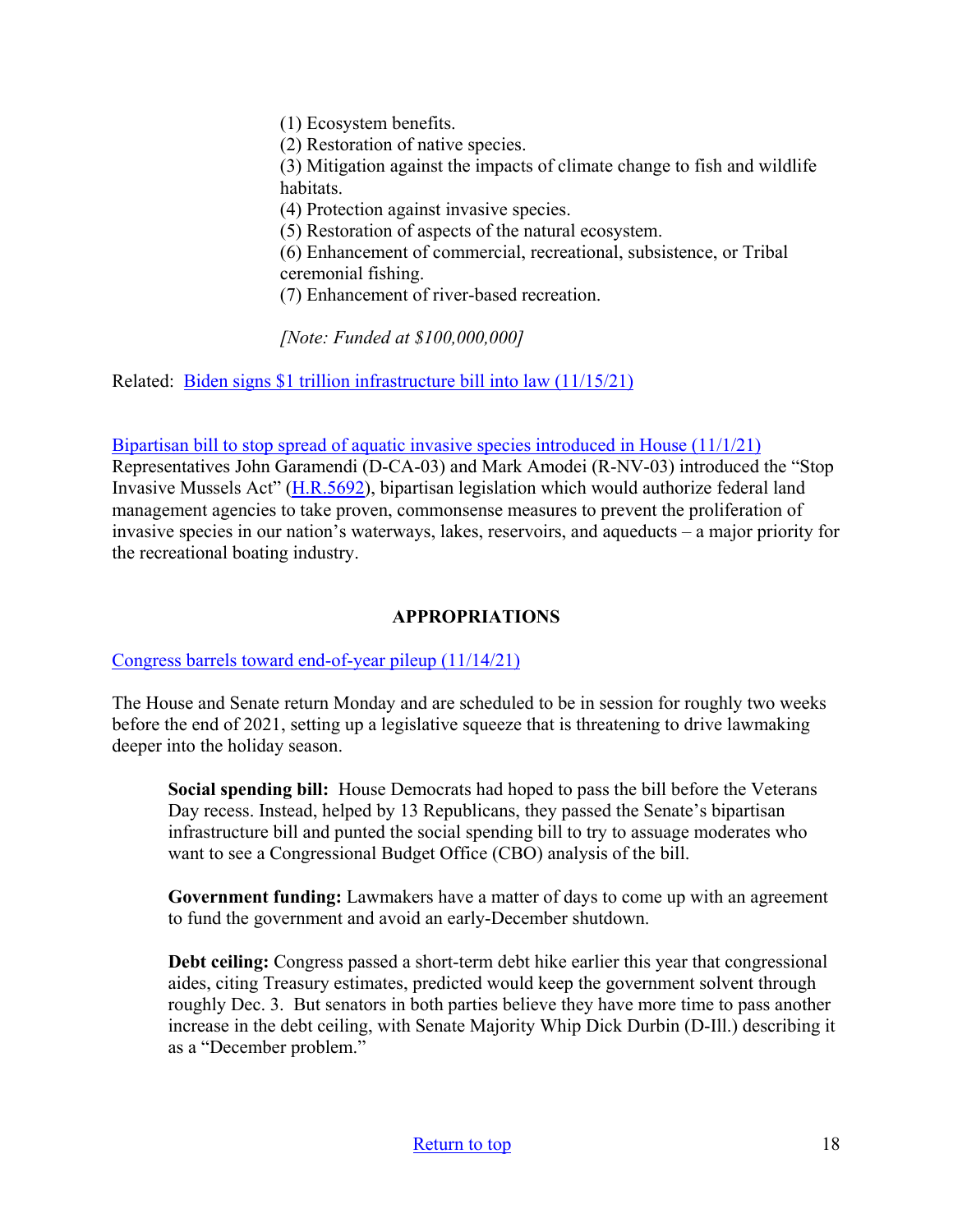(1) Ecosystem benefits.
(2) Restoration of native species.
(3) Mitigation against the impacts of climate change to fish and wildlife habitats.
(4) Protection against invasive species.
(5) Restoration of aspects of the natural ecosystem.
(6) Enhancement of commercial, recreational, subsistence, or Tribal ceremonial fishing.
(7) Enhancement of river-based recreation.

*[Note: Funded at $100,000,000]*

Related: [Biden signs $1 trillion infrastructure bill into law (11/15/21)]()

[Bipartisan bill to stop spread of aquatic invasive species introduced in House (11/1/21)]()
Representatives John Garamendi (D-CA-03) and Mark Amodei (R-NV-03) introduced the "Stop Invasive Mussels Act" ([H.R.5692]()), bipartisan legislation which would authorize federal land management agencies to take proven, commonsense measures to prevent the proliferation of invasive species in our nation's waterways, lakes, reservoirs, and aqueducts – a major priority for the recreational boating industry.

## APPROPRIATIONS

[Congress barrels toward end-of-year pileup (11/14/21)]()

The House and Senate return Monday and are scheduled to be in session for roughly two weeks before the end of 2021, setting up a legislative squeeze that is threatening to drive lawmaking deeper into the holiday season.

> **Social spending bill:** House Democrats had hoped to pass the bill before the Veterans Day recess. Instead, helped by 13 Republicans, they passed the Senate's bipartisan infrastructure bill and punted the social spending bill to try to assuage moderates who want to see a Congressional Budget Office (CBO) analysis of the bill.
>
> **Government funding:** Lawmakers have a matter of days to come up with an agreement to fund the government and avoid an early-December shutdown.
>
> **Debt ceiling:** Congress passed a short-term debt hike earlier this year that congressional aides, citing Treasury estimates, predicted would keep the government solvent through roughly Dec. 3. But senators in both parties believe they have more time to pass another increase in the debt ceiling, with Senate Majority Whip Dick Durbin (D-Ill.) describing it as a "December problem."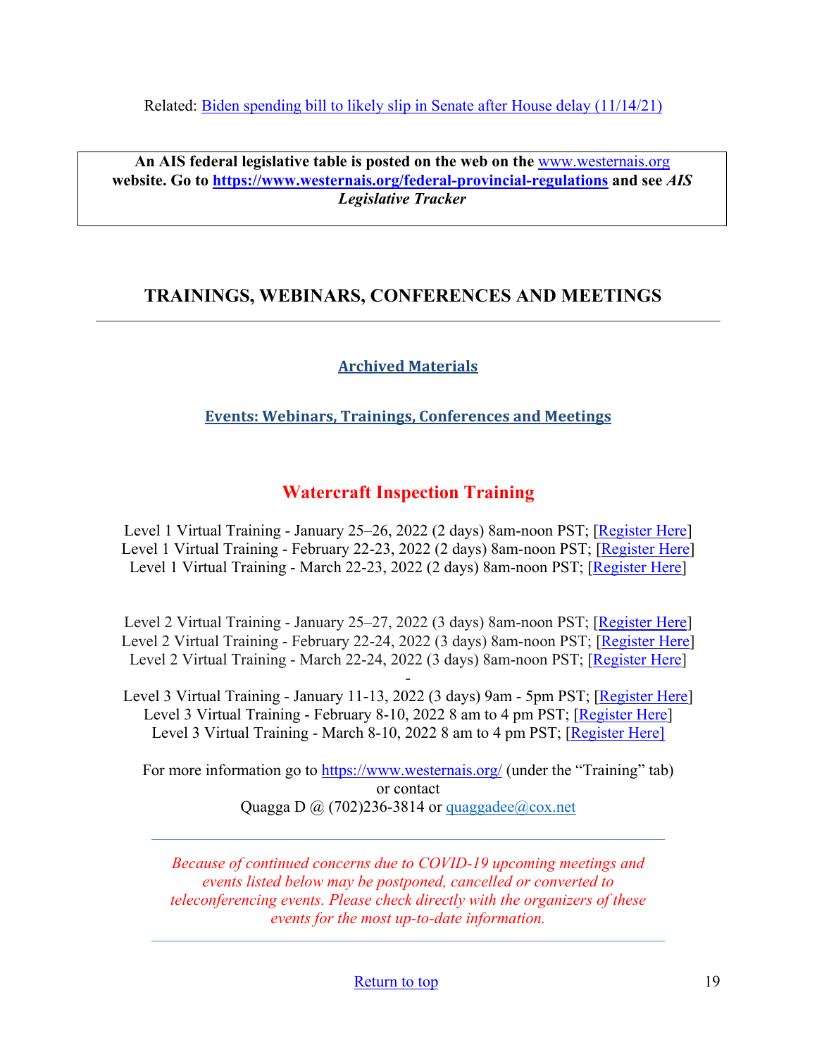Related: [Biden spending bill to likely slip in Senate after House delay (11/14/21)]()

**An AIS federal legislative table is posted on the web on the [www.westernais.org]() website. Go to [https://www.westernais.org/federal-provincial-regulations]() and see *AIS Legislative Tracker***

## TRAININGS, WEBINARS, CONFERENCES AND MEETINGS

---

**[Archived Materials]()**

**[Events: Webinars, Trainings, Conferences and Meetings]()**

### Watercraft Inspection Training

Level 1 Virtual Training - January 25–26, 2022 (2 days) 8am-noon PST; [Register Here]
Level 1 Virtual Training - February 22-23, 2022 (2 days) 8am-noon PST; [Register Here]
Level 1 Virtual Training - March 22-23, 2022 (2 days) 8am-noon PST; [Register Here]

Level 2 Virtual Training - January 25–27, 2022 (3 days) 8am-noon PST; [Register Here]
Level 2 Virtual Training - February 22-24, 2022 (3 days) 8am-noon PST; [Register Here]
Level 2 Virtual Training - March 22-24, 2022 (3 days) 8am-noon PST; [Register Here]
-
Level 3 Virtual Training - January 11-13, 2022 (3 days) 9am - 5pm PST; [Register Here]
Level 3 Virtual Training - February 8-10, 2022 8 am to 4 pm PST; [Register Here]
Level 3 Virtual Training - March 8-10, 2022 8 am to 4 pm PST; [Register Here]

For more information go to [https://www.westernais.org/]() (under the "Training" tab)
or contact
Quagga D @ (702)236-3814 or [quaggadee@cox.net]()

---

*Because of continued concerns due to COVID-19 upcoming meetings and events listed below may be postponed, cancelled or converted to teleconferencing events. Please check directly with the organizers of these events for the most up-to-date information.*

---

[Return to top]()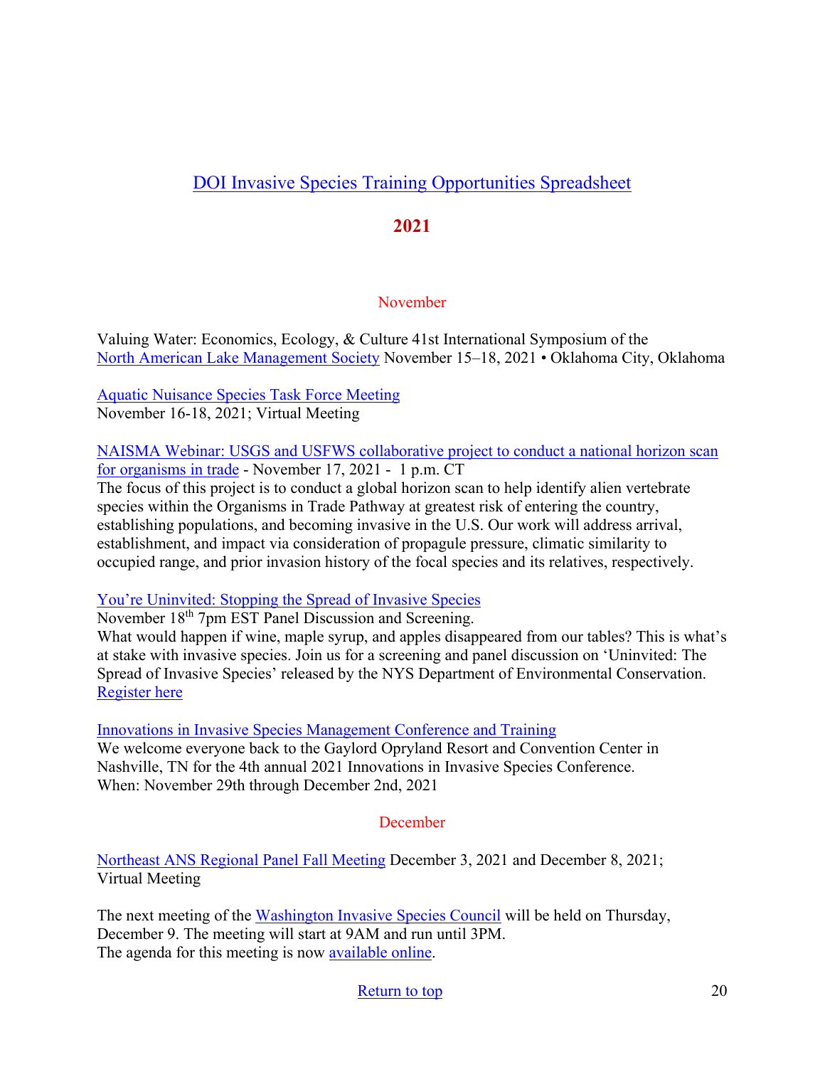## DOI Invasive Species Training Opportunities Spreadsheet

## 2021

### November

Valuing Water: Economics, Ecology, & Culture 41st International Symposium of the North American Lake Management Society November 15–18, 2021 • Oklahoma City, Oklahoma

Aquatic Nuisance Species Task Force Meeting
November 16-18, 2021; Virtual Meeting

NAISMA Webinar: USGS and USFWS collaborative project to conduct a national horizon scan for organisms in trade - November 17, 2021 - 1 p.m. CT
The focus of this project is to conduct a global horizon scan to help identify alien vertebrate species within the Organisms in Trade Pathway at greatest risk of entering the country, establishing populations, and becoming invasive in the U.S. Our work will address arrival, establishment, and impact via consideration of propagule pressure, climatic similarity to occupied range, and prior invasion history of the focal species and its relatives, respectively.

You're Uninvited: Stopping the Spread of Invasive Species
November 18th 7pm EST Panel Discussion and Screening.
What would happen if wine, maple syrup, and apples disappeared from our tables? This is what's at stake with invasive species. Join us for a screening and panel discussion on 'Uninvited: The Spread of Invasive Species' released by the NYS Department of Environmental Conservation. Register here

Innovations in Invasive Species Management Conference and Training
We welcome everyone back to the Gaylord Opryland Resort and Convention Center in Nashville, TN for the 4th annual 2021 Innovations in Invasive Species Conference.
When: November 29th through December 2nd, 2021

### December

Northeast ANS Regional Panel Fall Meeting December 3, 2021 and December 8, 2021; Virtual Meeting

The next meeting of the Washington Invasive Species Council will be held on Thursday, December 9. The meeting will start at 9AM and run until 3PM.
The agenda for this meeting is now available online.

Return to top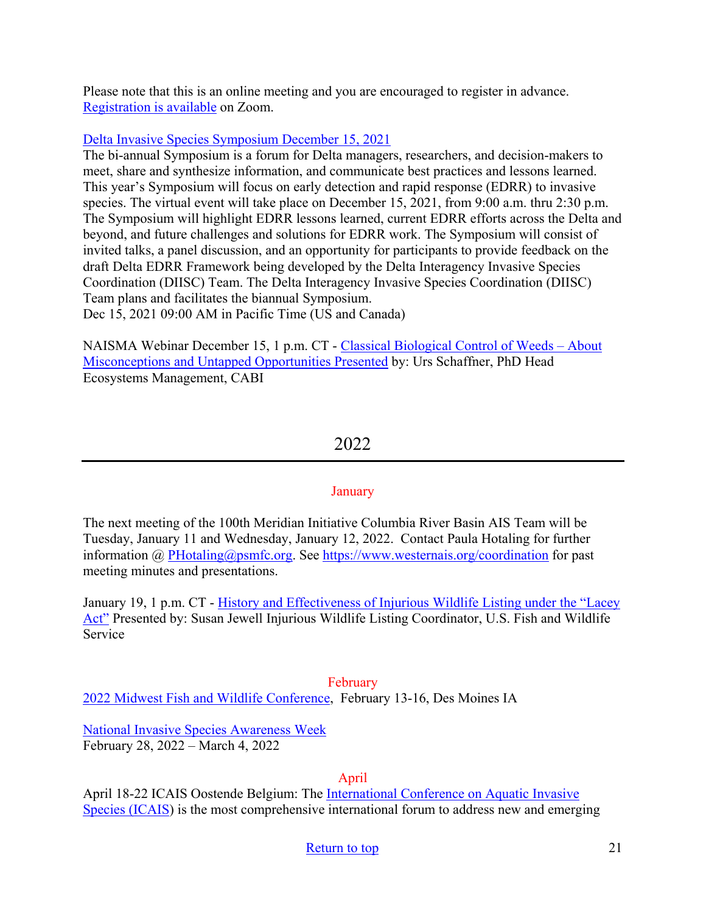Please note that this is an online meeting and you are encouraged to register in advance. Registration is available on Zoom.

Delta Invasive Species Symposium December 15, 2021
The bi-annual Symposium is a forum for Delta managers, researchers, and decision-makers to meet, share and synthesize information, and communicate best practices and lessons learned. This year's Symposium will focus on early detection and rapid response (EDRR) to invasive species. The virtual event will take place on December 15, 2021, from 9:00 a.m. thru 2:30 p.m. The Symposium will highlight EDRR lessons learned, current EDRR efforts across the Delta and beyond, and future challenges and solutions for EDRR work. The Symposium will consist of invited talks, a panel discussion, and an opportunity for participants to provide feedback on the draft Delta EDRR Framework being developed by the Delta Interagency Invasive Species Coordination (DIISC) Team. The Delta Interagency Invasive Species Coordination (DIISC) Team plans and facilitates the biannual Symposium.
Dec 15, 2021 09:00 AM in Pacific Time (US and Canada)

NAISMA Webinar December 15, 1 p.m. CT - Classical Biological Control of Weeds – About Misconceptions and Untapped Opportunities Presented by: Urs Schaffner, PhD Head Ecosystems Management, CABI

## 2022

---

### January

The next meeting of the 100th Meridian Initiative Columbia River Basin AIS Team will be Tuesday, January 11 and Wednesday, January 12, 2022. Contact Paula Hotaling for further information @ PHotaling@psmfc.org. See https://www.westernais.org/coordination for past meeting minutes and presentations.

January 19, 1 p.m. CT - History and Effectiveness of Injurious Wildlife Listing under the "Lacey Act" Presented by: Susan Jewell Injurious Wildlife Listing Coordinator, U.S. Fish and Wildlife Service

### February

2022 Midwest Fish and Wildlife Conference, February 13-16, Des Moines IA

National Invasive Species Awareness Week
February 28, 2022 – March 4, 2022

### April

April 18-22 ICAIS Oostende Belgium: The International Conference on Aquatic Invasive Species (ICAIS) is the most comprehensive international forum to address new and emerging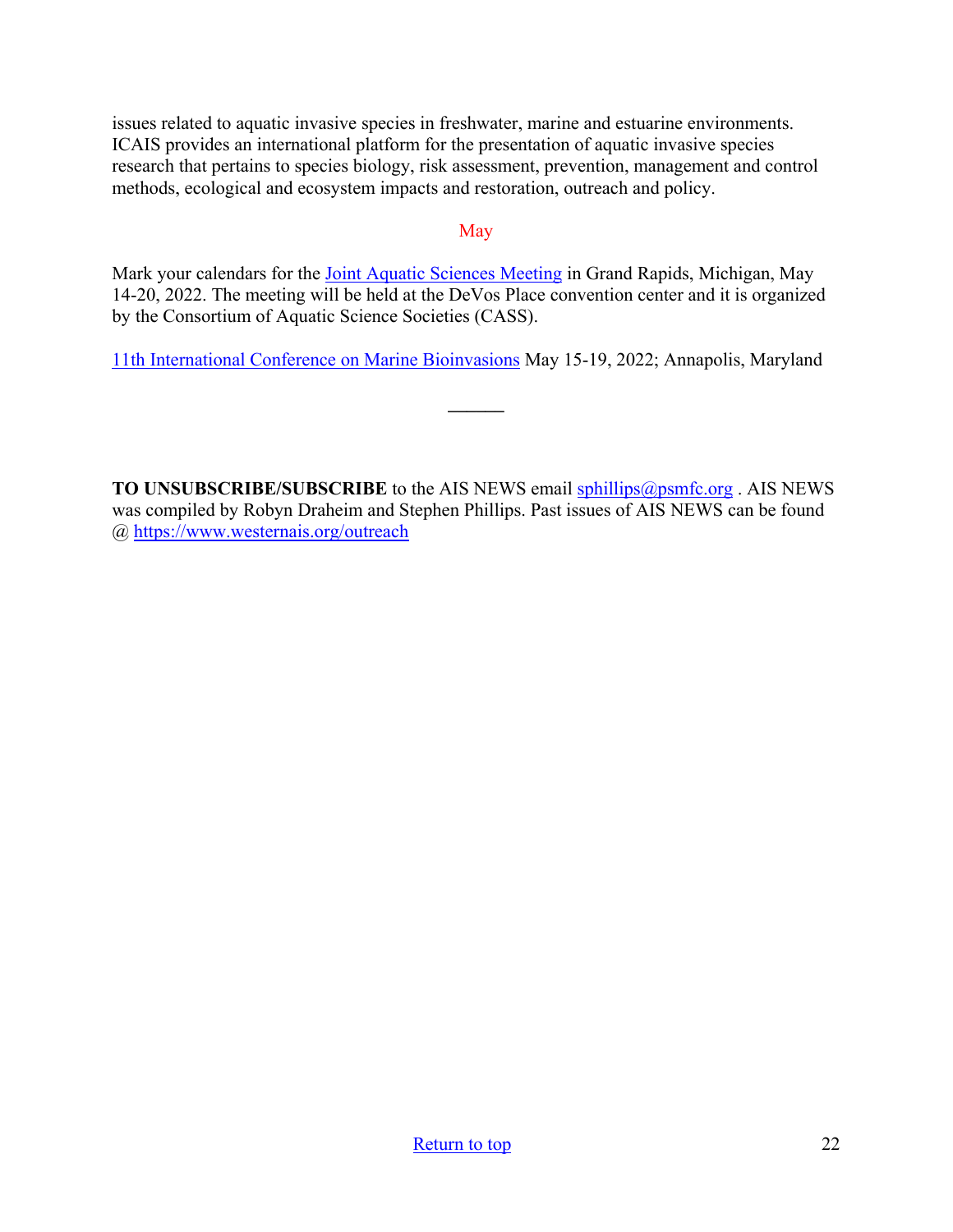issues related to aquatic invasive species in freshwater, marine and estuarine environments. ICAIS provides an international platform for the presentation of aquatic invasive species research that pertains to species biology, risk assessment, prevention, management and control methods, ecological and ecosystem impacts and restoration, outreach and policy.

May

Mark your calendars for the Joint Aquatic Sciences Meeting in Grand Rapids, Michigan, May 14-20, 2022. The meeting will be held at the DeVos Place convention center and it is organized by the Consortium of Aquatic Science Societies (CASS).

11th International Conference on Marine Bioinvasions May 15-19, 2022; Annapolis, Maryland

---

**TO UNSUBSCRIBE/SUBSCRIBE** to the AIS NEWS email sphillips@psmfc.org . AIS NEWS was compiled by Robyn Draheim and Stephen Phillips. Past issues of AIS NEWS can be found @ https://www.westernais.org/outreach

Return to top